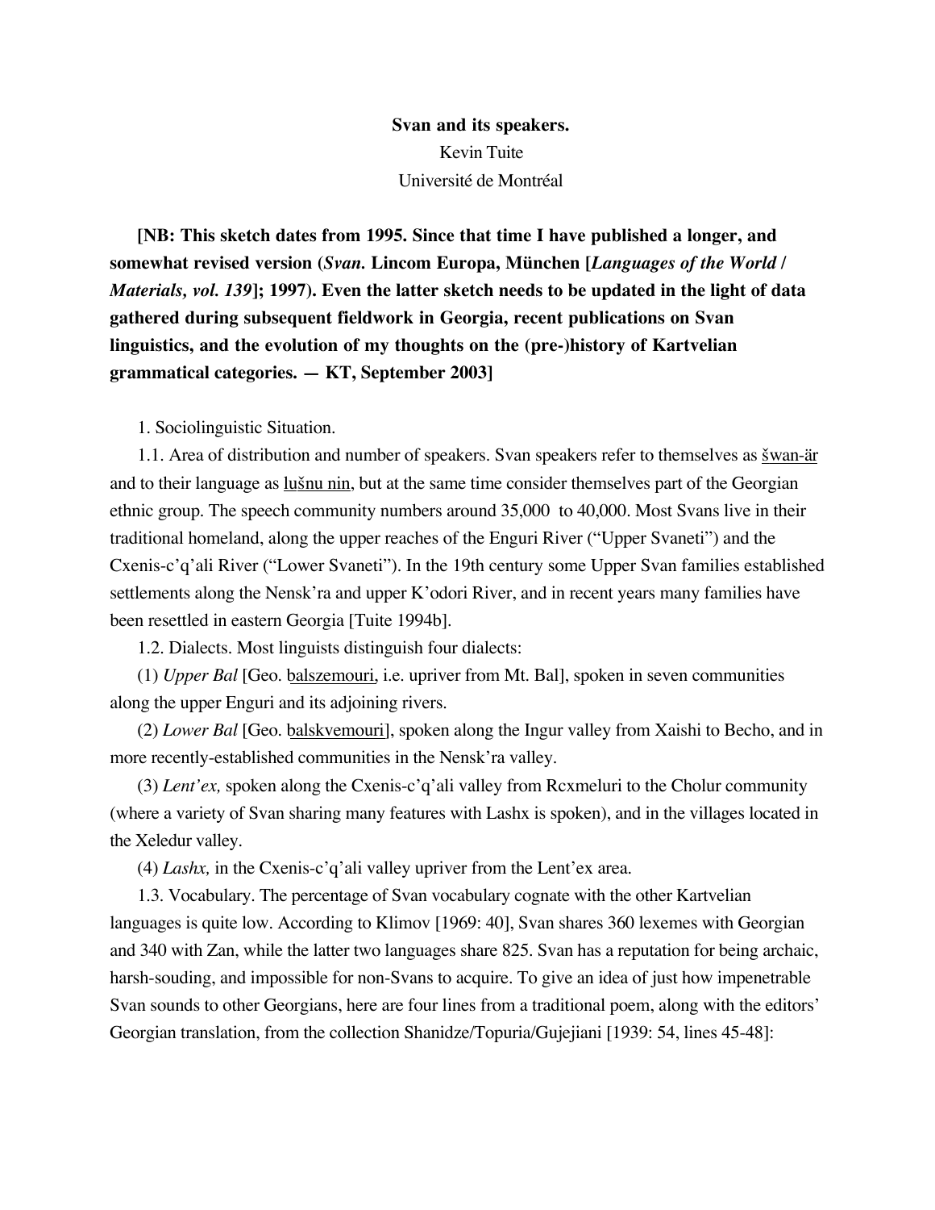**Svan and its speakers.**

Kevin Tuite

Université de Montréal

**[NB: This sketch dates from 1995. Since that time I have published a longer, and somewhat revised version (*Svan.* Lincom Europa, München [*Languages of the World / Materials, vol. 139*]; 1997). Even the latter sketch needs to be updated in the light of data gathered during subsequent fieldwork in Georgia, recent publications on Svan linguistics, and the evolution of my thoughts on the (pre-)history of Kartvelian grammatical categories. — KT, September 2003]**

1. Sociolinguistic Situation.

1.1. Area of distribution and number of speakers. Svan speakers refer to themselves as <u>šwan-är</u> and to their language as <u>lušnu nin</u>, but at the same time consider themselves part of the Georgian ethnic group. The speech community numbers around 35,000 to 40,000. Most Svans live in their traditional homeland, along the upper reaches of the Enguri River ("Upper Svaneti") and the Cxenis-c'q'ali River ("Lower Svaneti"). In the 19th century some Upper Svan families established settlements along the Nensk'ra and upper K'odori River, and in recent years many families have been resettled in eastern Georgia [Tuite 1994b].

1.2. Dialects. Most linguists distinguish four dialects:

(1) *Upper Bal* [Geo. <u>balszemouri</u>, i.e. upriver from Mt. Bal], spoken in seven communities along the upper Enguri and its adjoining rivers.

(2) *Lower Bal* [Geo. <u>balskvemouri</u>], spoken along the Ingur valley from Xaishi to Becho, and in more recently-established communities in the Nensk'ra valley.

(3) *Lent'ex,* spoken along the Cxenis-c'q'ali valley from Rcxmeluri to the Cholur community (where a variety of Svan sharing many features with Lashx is spoken), and in the villages located in the Xeledur valley.

(4) *Lashx,* in the Cxenis-c'q'ali valley upriver from the Lent'ex area.

1.3. Vocabulary. The percentage of Svan vocabulary cognate with the other Kartvelian languages is quite low. According to Klimov [1969: 40], Svan shares 360 lexemes with Georgian and 340 with Zan, while the latter two languages share 825. Svan has a reputation for being archaic, harsh-souding, and impossible for non-Svans to acquire. To give an idea of just how impenetrable Svan sounds to other Georgians, here are four lines from a traditional poem, along with the editors' Georgian translation, from the collection Shanidze/Topuria/Gujejiani [1939: 54, lines 45-48]: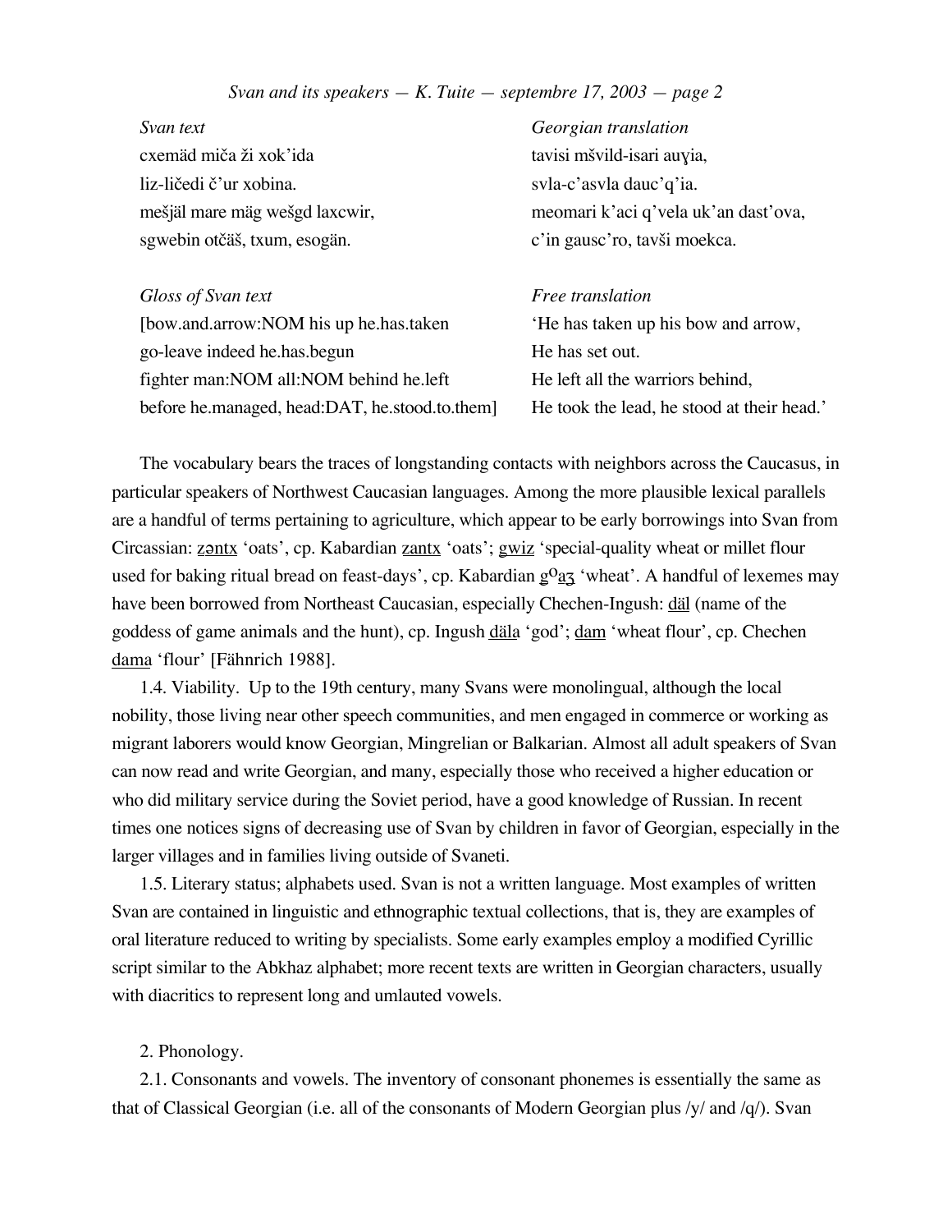| *Svan text* | *Georgian translation* |
|---|---|
| cxemäd miča ži xok'ida | tavisi mšvild-isari auɣia, |
| liz-ličedi č'ur xobina. | svla-c'asvla dauc'q'ia. |
| mešjäl mare mäg wešgd laxcwir, | meomari k'aci q'vela uk'an dast'ova, |
| sgwebin otčäš, txum, esogän. | c'in gausc'ro, tavši moekca. |

| *Gloss of Svan text* | *Free translation* |
|---|---|
| [bow.and.arrow:NOM his up he.has.taken | 'He has taken up his bow and arrow, |
| go-leave indeed he.has.begun | He has set out. |
| fighter man:NOM all:NOM behind he.left | He left all the warriors behind, |
| before he.managed, head:DAT, he.stood.to.them] | He took the lead, he stood at their head.' |

The vocabulary bears the traces of longstanding contacts with neighbors across the Caucasus, in particular speakers of Northwest Caucasian languages. Among the more plausible lexical parallels are a handful of terms pertaining to agriculture, which appear to be early borrowings into Svan from Circassian: zəntx 'oats', cp. Kabardian zantx 'oats'; gwiz 'special-quality wheat or millet flour used for baking ritual bread on feast-days', cp. Kabardian gʷaʒ 'wheat'. A handful of lexemes may have been borrowed from Northeast Caucasian, especially Chechen-Ingush: däl (name of the goddess of game animals and the hunt), cp. Ingush däla 'god'; dam 'wheat flour', cp. Chechen dama 'flour' [Fähnrich 1988].

1.4. Viability. Up to the 19th century, many Svans were monolingual, although the local nobility, those living near other speech communities, and men engaged in commerce or working as migrant laborers would know Georgian, Mingrelian or Balkarian. Almost all adult speakers of Svan can now read and write Georgian, and many, especially those who received a higher education or who did military service during the Soviet period, have a good knowledge of Russian. In recent times one notices signs of decreasing use of Svan by children in favor of Georgian, especially in the larger villages and in families living outside of Svaneti.

1.5. Literary status; alphabets used. Svan is not a written language. Most examples of written Svan are contained in linguistic and ethnographic textual collections, that is, they are examples of oral literature reduced to writing by specialists. Some early examples employ a modified Cyrillic script similar to the Abkhaz alphabet; more recent texts are written in Georgian characters, usually with diacritics to represent long and umlauted vowels.

## 2. Phonology.

2.1. Consonants and vowels. The inventory of consonant phonemes is essentially the same as that of Classical Georgian (i.e. all of the consonants of Modern Georgian plus /y/ and /q/). Svan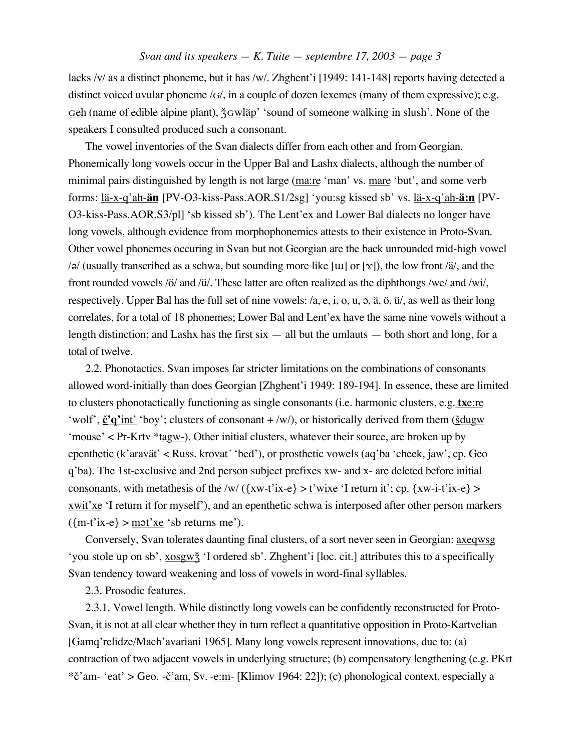lacks /v/ as a distinct phoneme, but it has /w/. Zhghent'i [1949: 141-148] reports having detected a distinct voiced uvular phoneme /ɢ/, in a couple of dozen lexemes (many of them expressive); e.g. ɢeh (name of edible alpine plant), ǯɢwläp' 'sound of someone walking in slush'. None of the speakers I consulted produced such a consonant.

The vowel inventories of the Svan dialects differ from each other and from Georgian. Phonemically long vowels occur in the Upper Bal and Lashx dialects, although the number of minimal pairs distinguished by length is not large (ma:re 'man' vs. mare 'but', and some verb forms: lä-x-q'ah-**än** [PV-O3-kiss-Pass.AOR.S1/2sg] 'you:sg kissed sb' vs. lä-x-q'ah-**ä:n** [PV-O3-kiss-Pass.AOR.S3/pl] 'sb kissed sb'). The Lent'ex and Lower Bal dialects no longer have long vowels, although evidence from morphophonemics attests to their existence in Proto-Svan. Other vowel phonemes occuring in Svan but not Georgian are the back unrounded mid-high vowel /ə/ (usually transcribed as a schwa, but sounding more like [ɯ] or [ɤ]), the low front /ä/, and the front rounded vowels /ö/ and /ü/. These latter are often realized as the diphthongs /we/ and /wi/, respectively. Upper Bal has the full set of nine vowels: /a, e, i, o, u, ə, ä, ö, ü/, as well as their long correlates, for a total of 18 phonemes; Lower Bal and Lent'ex have the same nine vowels without a length distinction; and Lashx has the first six — all but the umlauts — both short and long, for a total of twelve.

2.2. Phonotactics. Svan imposes far stricter limitations on the combinations of consonants allowed word-initially than does Georgian [Zhghent'i 1949: 189-194]. In essence, these are limited to clusters phonotactically functioning as single consonants (i.e. harmonic clusters, e.g. **tx**e:re 'wolf', **č'q'**int' 'boy'; clusters of consonant + /w/), or historically derived from them (šdugw 'mouse' < Pr-Krtv *tagw-). Other initial clusters, whatever their source, are broken up by epenthetic (k'aravät' < Russ. krovat´ 'bed'), or prosthetic vowels (aq'ba 'cheek, jaw', cp. Geo q'ba). The 1st-exclusive and 2nd person subject prefixes xw- and x- are deleted before initial consonants, with metathesis of the /w/ ({xw-t'ix-e} > t'wixe 'I return it'; cp. {xw-i-t'ix-e} > xwit'xe 'I return it for myself'), and an epenthetic schwa is interposed after other person markers ({m-t'ix-e} > mət'xe 'sb returns me').

Conversely, Svan tolerates daunting final clusters, of a sort never seen in Georgian: axeqwsg 'you stole up on sb', xosgwǯ 'I ordered sb'. Zhghent'i [loc. cit.] attributes this to a specifically Svan tendency toward weakening and loss of vowels in word-final syllables.

2.3. Prosodic features.

2.3.1. Vowel length. While distinctly long vowels can be confidently reconstructed for Proto-Svan, it is not at all clear whether they in turn reflect a quantitative opposition in Proto-Kartvelian [Gamq'relidze/Mach'avariani 1965]. Many long vowels represent innovations, due to: (a) contraction of two adjacent vowels in underlying structure; (b) compensatory lengthening (e.g. PKrt *č'am- 'eat' > Geo. -č'am, Sv. -e:m- [Klimov 1964: 22]); (c) phonological context, especially a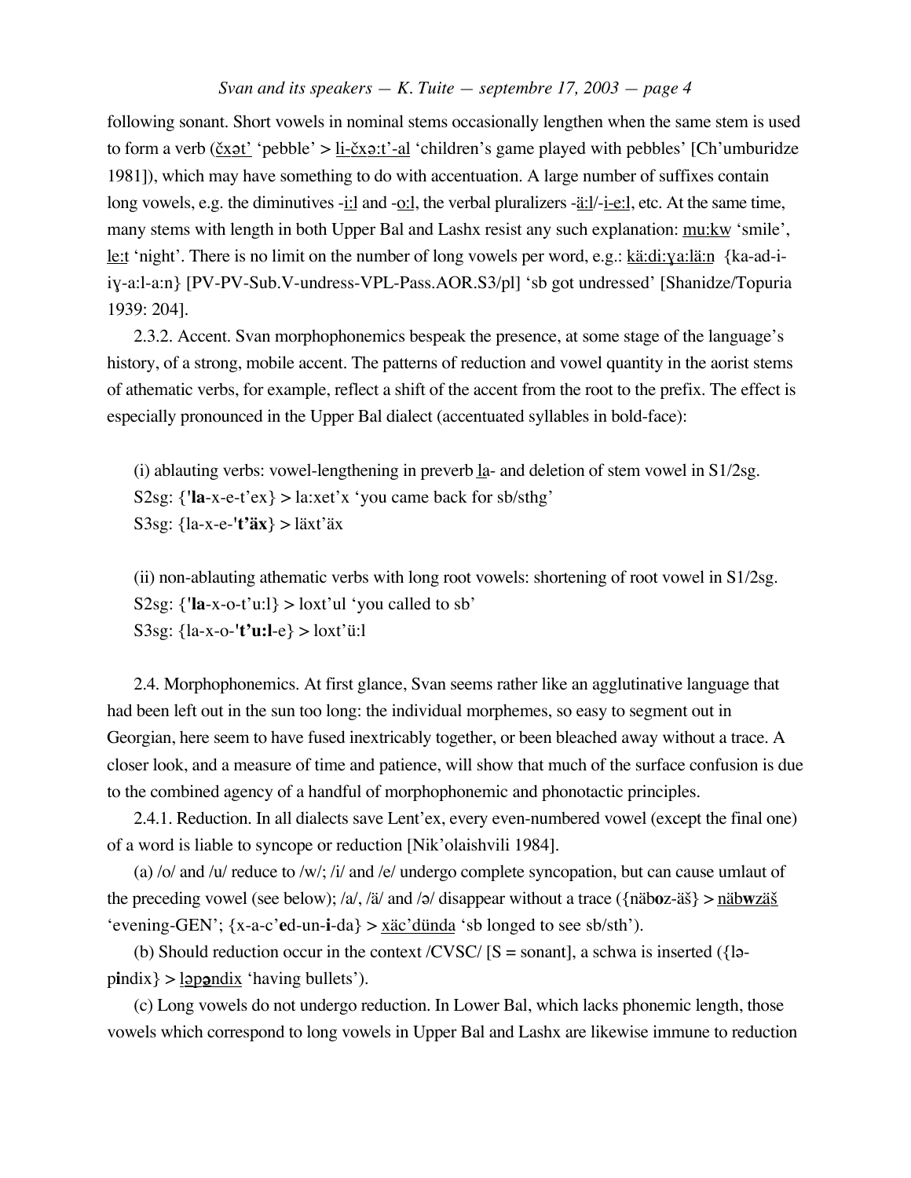following sonant. Short vowels in nominal stems occasionally lengthen when the same stem is used to form a verb (<u>čxət'</u> 'pebble' > <u>li-čxə:t'-al</u> 'children's game played with pebbles' [Ch'umburidze 1981]), which may have something to do with accentuation. A large number of suffixes contain long vowels, e.g. the diminutives -<u>i:l</u> and -<u>o:l</u>, the verbal pluralizers -<u>ä:l</u>/-<u>i-e:l</u>, etc. At the same time, many stems with length in both Upper Bal and Lashx resist any such explanation: <u>mu:kw</u> 'smile', <u>le:t</u> 'night'. There is no limit on the number of long vowels per word, e.g.: <u>kä:di:ɣa:lä:n</u> {ka-ad-i-iɣ-a:l-a:n} [PV-PV-Sub.V-undress-VPL-Pass.AOR.S3/pl] 'sb got undressed' [Shanidze/Topuria 1939: 204].

2.3.2. Accent. Svan morphophonemics bespeak the presence, at some stage of the language's history, of a strong, mobile accent. The patterns of reduction and vowel quantity in the aorist stems of athematic verbs, for example, reflect a shift of the accent from the root to the prefix. The effect is especially pronounced in the Upper Bal dialect (accentuated syllables in bold-face):

(i) ablauting verbs: vowel-lengthening in preverb <u>la</u>- and deletion of stem vowel in S1/2sg.
S2sg: {'**la**-x-e-t'ex} > la:xet'x 'you came back for sb/sthg'
S3sg: {la-x-e-'**t'äx**} > läxt'äx

(ii) non-ablauting athematic verbs with long root vowels: shortening of root vowel in S1/2sg.
S2sg: {'**la**-x-o-t'u:l} > loxt'ul 'you called to sb'
S3sg: {la-x-o-'**t'u:l**-e} > loxt'ü:l

2.4. Morphophonemics. At first glance, Svan seems rather like an agglutinative language that had been left out in the sun too long: the individual morphemes, so easy to segment out in Georgian, here seem to have fused inextricably together, or been bleached away without a trace. A closer look, and a measure of time and patience, will show that much of the surface confusion is due to the combined agency of a handful of morphophonemic and phonotactic principles.

2.4.1. Reduction. In all dialects save Lent'ex, every even-numbered vowel (except the final one) of a word is liable to syncope or reduction [Nik'olaishvili 1984].

(a) /o/ and /u/ reduce to /w/; /i/ and /e/ undergo complete syncopation, but can cause umlaut of the preceding vowel (see below); /a/, /ä/ and /ə/ disappear without a trace ({näb**o**z-äš} > <u>näb**w**zäš</u> 'evening-GEN'; {x-a-c'**e**d-un-**i**-da} > <u>xäc'dünda</u> 'sb longed to see sb/sth').

(b) Should reduction occur in the context /CVSC/ [S = sonant], a schwa is inserted ({lə-p**i**ndix} > <u>ləp**ə**ndix</u> 'having bullets').

(c) Long vowels do not undergo reduction. In Lower Bal, which lacks phonemic length, those vowels which correspond to long vowels in Upper Bal and Lashx are likewise immune to reduction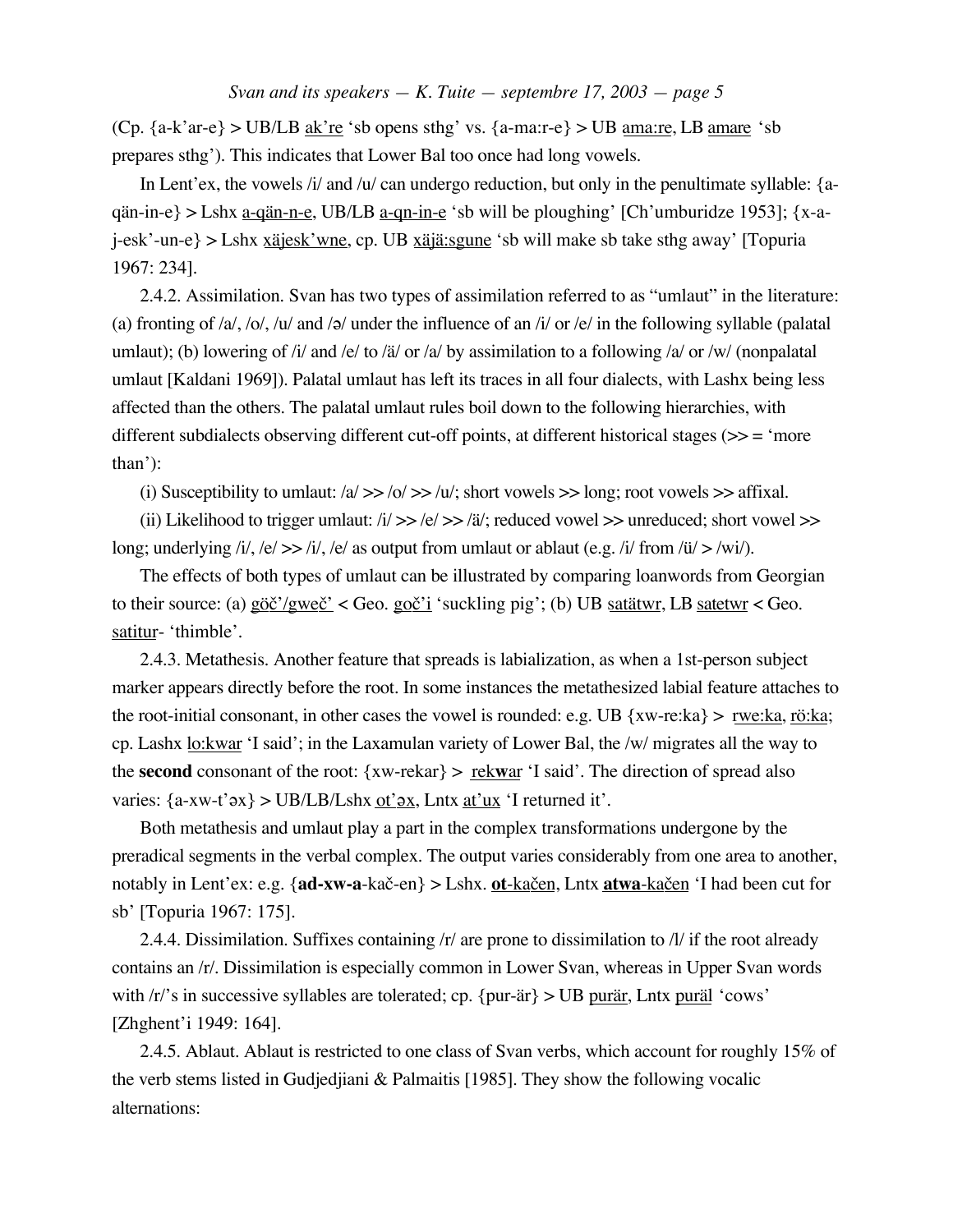(Cp. {a-k'ar-e} > UB/LB ak're 'sb opens sthg' vs. {a-ma:r-e} > UB ama:re, LB amare 'sb prepares sthg'). This indicates that Lower Bal too once had long vowels.

In Lent'ex, the vowels /i/ and /u/ can undergo reduction, but only in the penultimate syllable: {a-qän-in-e} > Lshx a-qän-n-e, UB/LB a-qn-in-e 'sb will be ploughing' [Ch'umburidze 1953]; {x-a-j-esk'-un-e} > Lshx xäjesk'wne, cp. UB xäjä:sgune 'sb will make sb take sthg away' [Topuria 1967: 234].

2.4.2. Assimilation. Svan has two types of assimilation referred to as "umlaut" in the literature: (a) fronting of /a/, /o/, /u/ and /ə/ under the influence of an /i/ or /e/ in the following syllable (palatal umlaut); (b) lowering of /i/ and /e/ to /ä/ or /a/ by assimilation to a following /a/ or /w/ (nonpalatal umlaut [Kaldani 1969]). Palatal umlaut has left its traces in all four dialects, with Lashx being less affected than the others. The palatal umlaut rules boil down to the following hierarchies, with different subdialects observing different cut-off points, at different historical stages (>> = 'more than'):

(i) Susceptibility to umlaut: /a/ >> /o/ >> /u/; short vowels >> long; root vowels >> affixal.

(ii) Likelihood to trigger umlaut: /i/ >> /e/ >> /ä/; reduced vowel >> unreduced; short vowel >> long; underlying /i/, /e/ >> /i/, /e/ as output from umlaut or ablaut (e.g. /i/ from /ü/ > /wi/).

The effects of both types of umlaut can be illustrated by comparing loanwords from Georgian to their source: (a) göč'/gweč' < Geo. goč'i 'suckling pig'; (b) UB satätwr, LB satetwr < Geo. satitur- 'thimble'.

2.4.3. Metathesis. Another feature that spreads is labialization, as when a 1st-person subject marker appears directly before the root. In some instances the metathesized labial feature attaches to the root-initial consonant, in other cases the vowel is rounded: e.g. UB {xw-re:ka} > rwe:ka, rö:ka; cp. Lashx lo:kwar 'I said'; in the Laxamulan variety of Lower Bal, the /w/ migrates all the way to the **second** consonant of the root: {xw-rekar} > rekwar 'I said'. The direction of spread also varies: {a-xw-t'əx} > UB/LB/Lshx ot'əx, Lntx at'ux 'I returned it'.

Both metathesis and umlaut play a part in the complex transformations undergone by the preradical segments in the verbal complex. The output varies considerably from one area to another, notably in Lent'ex: e.g. {**ad-xw-a**-kač-en} > Lshx. **ot**-kačen, Lntx **atwa**-kačen 'I had been cut for sb' [Topuria 1967: 175].

2.4.4. Dissimilation. Suffixes containing /r/ are prone to dissimilation to /l/ if the root already contains an /r/. Dissimilation is especially common in Lower Svan, whereas in Upper Svan words with /r/'s in successive syllables are tolerated; cp. {pur-är} > UB purär, Lntx puräl 'cows' [Zhghent'i 1949: 164].

2.4.5. Ablaut. Ablaut is restricted to one class of Svan verbs, which account for roughly 15% of the verb stems listed in Gudjedjiani & Palmaitis [1985]. They show the following vocalic alternations: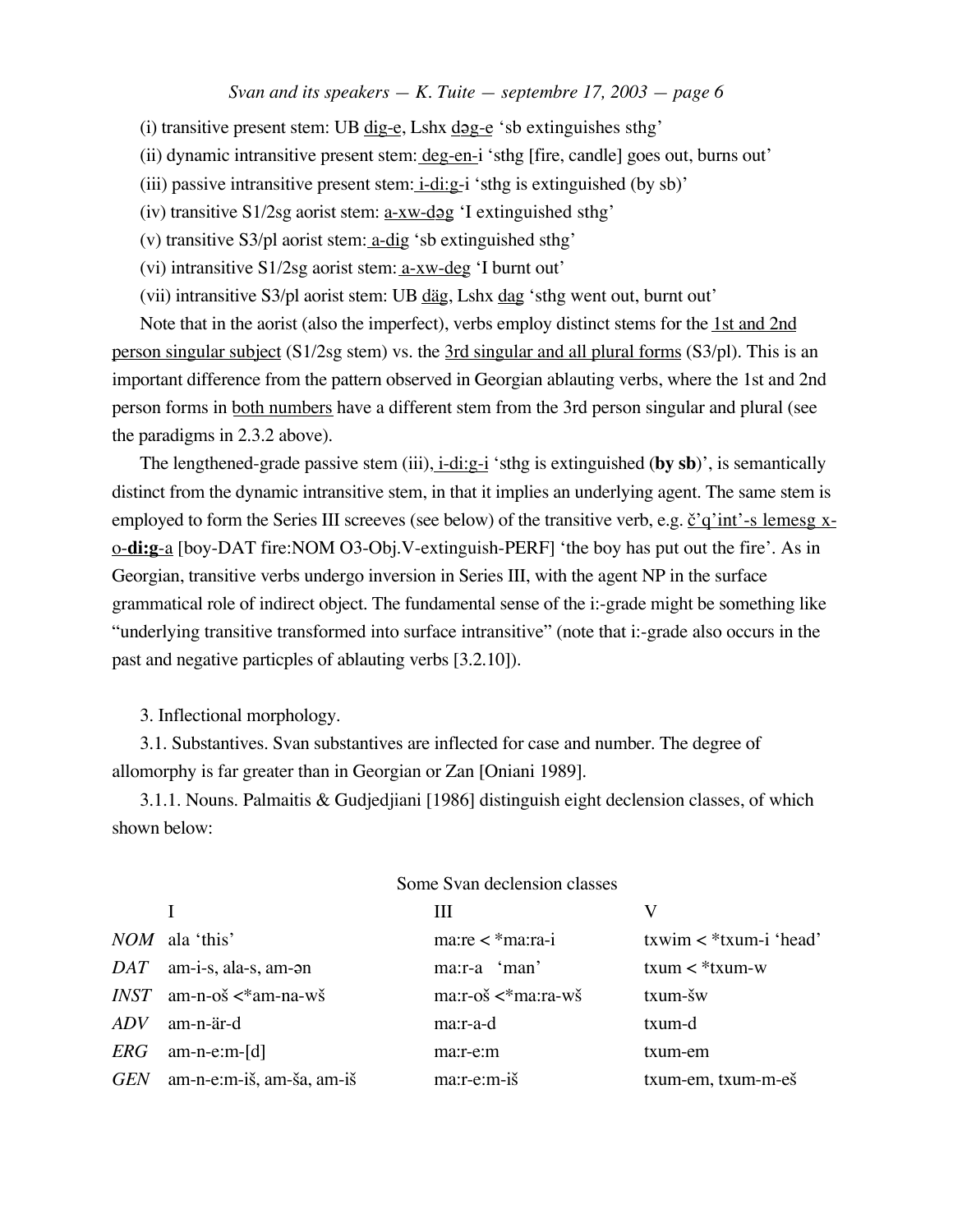(i) transitive present stem: UB <u>dig-e</u>, Lshx <u>dəg-e</u> 'sb extinguishes sthg'

(ii) dynamic intransitive present stem: <u>deg-en-</u>i 'sthg [fire, candle] goes out, burns out'

(iii) passive intransitive present stem: <u>i-di:g-</u>i 'sthg is extinguished (by sb)'

(iv) transitive S1/2sg aorist stem: <u>a-xw-dəg</u> 'I extinguished sthg'

(v) transitive S3/pl aorist stem: <u>a-dig</u> 'sb extinguished sthg'

(vi) intransitive S1/2sg aorist stem: <u>a-xw-deg</u> 'I burnt out'

(vii) intransitive S3/pl aorist stem: UB <u>däg</u>, Lshx <u>dag</u> 'sthg went out, burnt out'

Note that in the aorist (also the imperfect), verbs employ distinct stems for the <u>1st and 2nd person singular subject</u> (S1/2sg stem) vs. the <u>3rd singular and all plural forms</u> (S3/pl). This is an important difference from the pattern observed in Georgian ablauting verbs, where the 1st and 2nd person forms in <u>both numbers</u> have a different stem from the 3rd person singular and plural (see the paradigms in 2.3.2 above).

The lengthened-grade passive stem (iii), <u>i-di:g-i</u> 'sthg is extinguished (**by sb**)', is semantically distinct from the dynamic intransitive stem, in that it implies an underlying agent. The same stem is employed to form the Series III screeves (see below) of the transitive verb, e.g. <u>č'q'int'-s lemesg x-o-**di:g**-a</u> [boy-DAT fire:NOM O3-Obj.V-extinguish-PERF] 'the boy has put out the fire'. As in Georgian, transitive verbs undergo inversion in Series III, with the agent NP in the surface grammatical role of indirect object. The fundamental sense of the i:-grade might be something like "underlying transitive transformed into surface intransitive" (note that i:-grade also occurs in the past and negative particples of ablauting verbs [3.2.10]).

## 3. Inflectional morphology.

### 3.1. Substantives.

Svan substantives are inflected for case and number. The degree of allomorphy is far greater than in Georgian or Zan [Oniani 1989].

#### 3.1.1. Nouns.

Palmaitis & Gudjedjiani [1986] distinguish eight declension classes, of which shown below:

Some Svan declension classes

| | I | III | V |
|---|---|---|---|
| *NOM* | ala 'this' | ma:re < *ma:ra-i | txwim < *txum-i 'head' |
| *DAT* | am-i-s, ala-s, am-ən | ma:r-a 'man' | txum < *txum-w |
| *INST* | am-n-oš <*am-na-wš | ma:r-oš <*ma:ra-wš | txum-šw |
| *ADV* | am-n-är-d | ma:r-a-d | txum-d |
| *ERG* | am-n-e:m-[d] | ma:r-e:m | txum-em |
| *GEN* | am-n-e:m-iš, am-ša, am-iš | ma:r-e:m-iš | txum-em, txum-m-eš |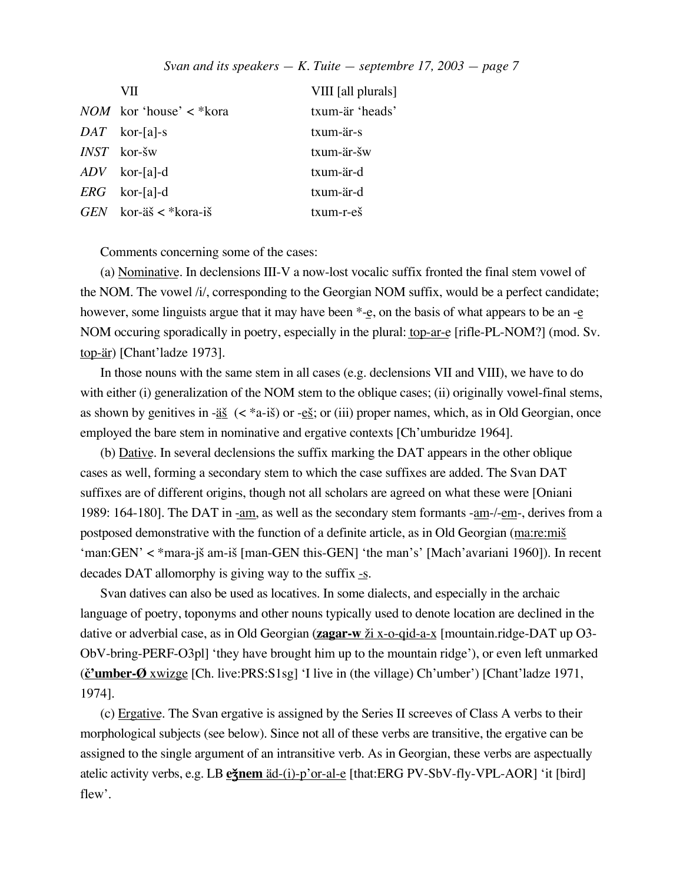| | VII | VIII [all plurals] |
|---|---|---|
| *NOM* | kor 'house' < *kora | txum-är 'heads' |
| *DAT* | kor-[a]-s | txum-är-s |
| *INST* | kor-šw | txum-är-šw |
| *ADV* | kor-[a]-d | txum-är-d |
| *ERG* | kor-[a]-d | txum-är-d |
| *GEN* | kor-äš < *kora-iš | txum-r-eš |

Comments concerning some of the cases:

(a) Nominative. In declensions III-V a now-lost vocalic suffix fronted the final stem vowel of the NOM. The vowel /i/, corresponding to the Georgian NOM suffix, would be a perfect candidate; however, some linguists argue that it may have been *-e, on the basis of what appears to be an -e NOM occuring sporadically in poetry, especially in the plural: top-ar-e [rifle-PL-NOM?] (mod. Sv. top-är) [Chant'ladze 1973].

In those nouns with the same stem in all cases (e.g. declensions VII and VIII), we have to do with either (i) generalization of the NOM stem to the oblique cases; (ii) originally vowel-final stems, as shown by genitives in -äš (< *a-iš) or -eš; or (iii) proper names, which, as in Old Georgian, once employed the bare stem in nominative and ergative contexts [Ch'umburidze 1964].

(b) Dative. In several declensions the suffix marking the DAT appears in the other oblique cases as well, forming a secondary stem to which the case suffixes are added. The Svan DAT suffixes are of different origins, though not all scholars are agreed on what these were [Oniani 1989: 164-180]. The DAT in -am, as well as the secondary stem formants -am-/-em-, derives from a postposed demonstrative with the function of a definite article, as in Old Georgian (ma:re:miš 'man:GEN' < *mara-jš am-iš [man-GEN this-GEN] 'the man's' [Mach'avariani 1960]). In recent decades DAT allomorphy is giving way to the suffix -s.

Svan datives can also be used as locatives. In some dialects, and especially in the archaic language of poetry, toponyms and other nouns typically used to denote location are declined in the dative or adverbial case, as in Old Georgian (**zagar-w** ži x-o-qid-a-x [mountain.ridge-DAT up O3-ObV-bring-PERF-O3pl] 'they have brought him up to the mountain ridge'), or even left unmarked (**č'umber-Ø** xwizge [Ch. live:PRS:S1sg] 'I live in (the village) Ch'umber') [Chant'ladze 1971, 1974].

(c) Ergative. The Svan ergative is assigned by the Series II screeves of Class A verbs to their morphological subjects (see below). Since not all of these verbs are transitive, the ergative can be assigned to the single argument of an intransitive verb. As in Georgian, these verbs are aspectually atelic activity verbs, e.g. LB **eǯnem** äd-(i)-p'or-al-e [that:ERG PV-SbV-fly-VPL-AOR] 'it [bird] flew'.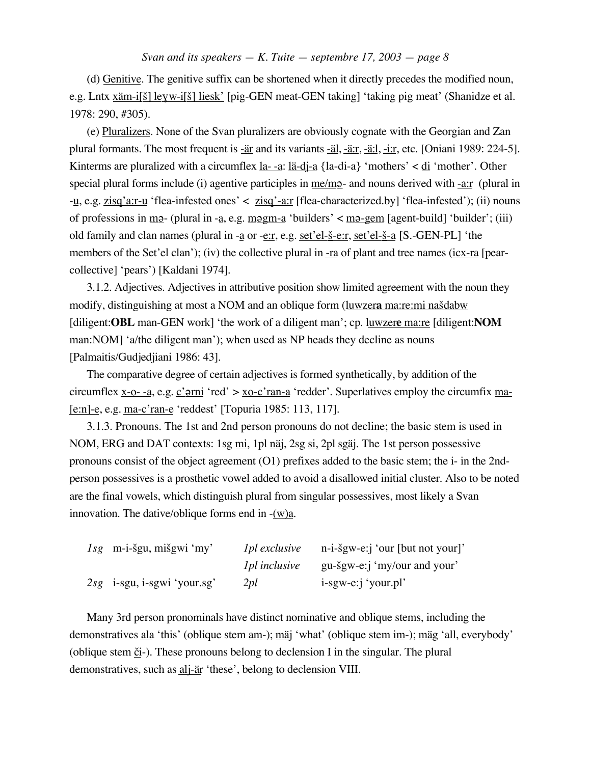(d) Genitive. The genitive suffix can be shortened when it directly precedes the modified noun, e.g. Lntx xäm-i[š] leɣw-i[š] liesk' [pig-GEN meat-GEN taking] 'taking pig meat' (Shanidze et al. 1978: 290, #305).

(e) Pluralizers. None of the Svan pluralizers are obviously cognate with the Georgian and Zan plural formants. The most frequent is -är and its variants -äl, -ä:r, -ä:l, -i:r, etc. [Oniani 1989: 224-5]. Kinterms are pluralized with a circumflex la- -a: lä-dj-a {la-di-a} 'mothers' < di 'mother'. Other special plural forms include (i) agentive participles in me/mə- and nouns derived with -a:r (plural in -u, e.g. zisq'a:r-u 'flea-infested ones' < zisq'-a:r [flea-characterized.by] 'flea-infested'); (ii) nouns of professions in mə- (plural in -a, e.g. məgm-a 'builders' < mə-gem [agent-build] 'builder'; (iii) old family and clan names (plural in -a or -e:r, e.g. set'el-š-e:r, set'el-š-a [S.-GEN-PL] 'the members of the Set'el clan'); (iv) the collective plural in -ra of plant and tree names (icx-ra [pear-collective] 'pears') [Kaldani 1974].

3.1.2. Adjectives. Adjectives in attributive position show limited agreement with the noun they modify, distinguishing at most a NOM and an oblique form (luwzer**a** ma:re:mi našdabw [diligent:**OBL** man-GEN work] 'the work of a diligent man'; cp. luwzer**e** ma:re [diligent:**NOM** man:NOM] 'a/the diligent man'); when used as NP heads they decline as nouns [Palmaitis/Gudjedjiani 1986: 43].

The comparative degree of certain adjectives is formed synthetically, by addition of the circumflex x-o- -a, e.g. c'ərni 'red' > xo-c'ran-a 'redder'. Superlatives employ the circumfix ma-[e:n]-e, e.g. ma-c'ran-e 'reddest' [Topuria 1985: 113, 117].

3.1.3. Pronouns. The 1st and 2nd person pronouns do not decline; the basic stem is used in NOM, ERG and DAT contexts: 1sg mi, 1pl näj, 2sg si, 2pl sgäj. The 1st person possessive pronouns consist of the object agreement (O1) prefixes added to the basic stem; the i- in the 2nd-person possessives is a prosthetic vowel added to avoid a disallowed initial cluster. Also to be noted are the final vowels, which distinguish plural from singular possessives, most likely a Svan innovation. The dative/oblique forms end in -(w)a.

| | | | |
|---|---|---|---|
| *1sg* | m-i-šgu, mišgwi 'my' | *1pl exclusive* | n-i-šgw-e:j 'our [but not your]' |
| | | *1pl inclusive* | gu-šgw-e:j 'my/our and your' |
| *2sg* | i-sgu, i-sgwi 'your.sg' | *2pl* | i-sgw-e:j 'your.pl' |

Many 3rd person pronominals have distinct nominative and oblique stems, including the demonstratives ala 'this' (oblique stem am-); mäj 'what' (oblique stem im-); mäg 'all, everybody' (oblique stem či-). These pronouns belong to declension I in the singular. The plural demonstratives, such as alj-är 'these', belong to declension VIII.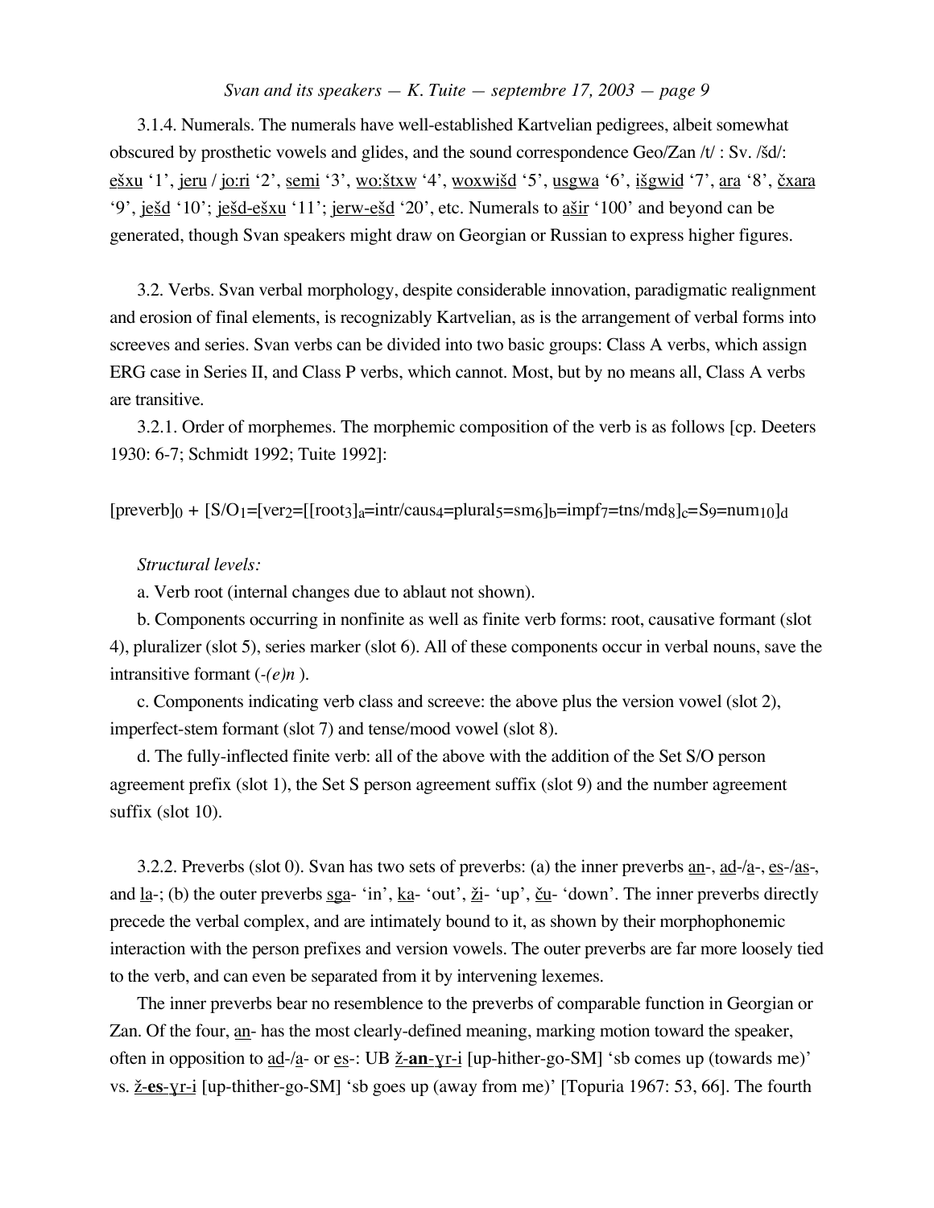3.1.4. Numerals. The numerals have well-established Kartvelian pedigrees, albeit somewhat obscured by prosthetic vowels and glides, and the sound correspondence Geo/Zan /t/ : Sv. /šd/: <u>ešxu</u> '1', <u>jeru</u> / <u>jo:ri</u> '2', <u>semi</u> '3', <u>wo:štxw</u> '4', <u>woxwišd</u> '5', <u>usgwa</u> '6', <u>išgwid</u> '7', <u>ara</u> '8', <u>čxara</u> '9', <u>ješd</u> '10'; <u>ješd-ešxu</u> '11'; <u>jerw-ešd</u> '20', etc. Numerals to <u>ašir</u> '100' and beyond can be generated, though Svan speakers might draw on Georgian or Russian to express higher figures.

3.2. Verbs. Svan verbal morphology, despite considerable innovation, paradigmatic realignment and erosion of final elements, is recognizably Kartvelian, as is the arrangement of verbal forms into screeves and series. Svan verbs can be divided into two basic groups: Class A verbs, which assign ERG case in Series II, and Class P verbs, which cannot. Most, but by no means all, Class A verbs are transitive.

3.2.1. Order of morphemes. The morphemic composition of the verb is as follows [cp. Deeters 1930: 6-7; Schmidt 1992; Tuite 1992]:

$$[\text{preverb}]_0 + [\text{S/O}_1{=}[\text{ver}_2{=}[[\text{root}_3]_a{=}\text{intr/caus}_4{=}\text{plural}_5{=}\text{sm}_6]_b{=}\text{impf}_7{=}\text{tns/md}_8]_c{=}\text{S}_9{=}\text{num}_{10}]_d$$

*Structural levels:*

a. Verb root (internal changes due to ablaut not shown).

b. Components occurring in nonfinite as well as finite verb forms: root, causative formant (slot 4), pluralizer (slot 5), series marker (slot 6). All of these components occur in verbal nouns, save the intransitive formant (*-(e)n* ).

c. Components indicating verb class and screeve: the above plus the version vowel (slot 2), imperfect-stem formant (slot 7) and tense/mood vowel (slot 8).

d. The fully-inflected finite verb: all of the above with the addition of the Set S/O person agreement prefix (slot 1), the Set S person agreement suffix (slot 9) and the number agreement suffix (slot 10).

3.2.2. Preverbs (slot 0). Svan has two sets of preverbs: (a) the inner preverbs <u>an</u>-, <u>ad</u>-/<u>a</u>-, <u>es</u>-/<u>as</u>-, and <u>la</u>-; (b) the outer preverbs <u>sga</u>- 'in', <u>ka</u>- 'out', <u>ži</u>- 'up', <u>ču</u>- 'down'. The inner preverbs directly precede the verbal complex, and are intimately bound to it, as shown by their morphophonemic interaction with the person prefixes and version vowels. The outer preverbs are far more loosely tied to the verb, and can even be separated from it by intervening lexemes.

The inner preverbs bear no resemblence to the preverbs of comparable function in Georgian or Zan. Of the four, <u>an</u>- has the most clearly-defined meaning, marking motion toward the speaker, often in opposition to <u>ad</u>-/<u>a</u>- or <u>es</u>-: UB <u>ž-**an**-ɣr-i</u> [up-hither-go-SM] 'sb comes up (towards me)' vs. <u>ž-**es**-ɣr-i</u> [up-thither-go-SM] 'sb goes up (away from me)' [Topuria 1967: 53, 66]. The fourth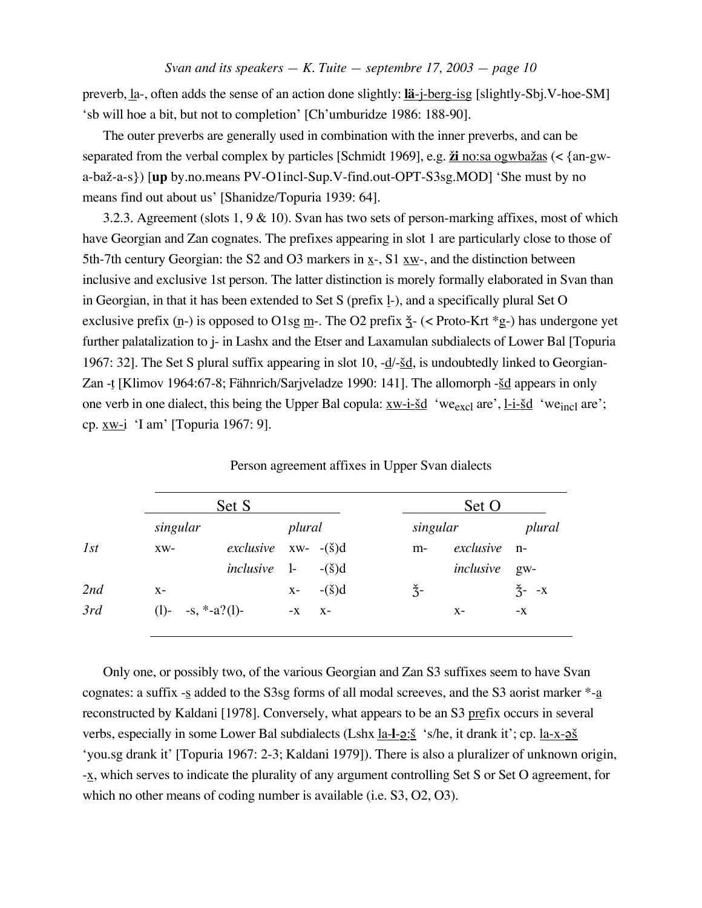preverb, la-, often adds the sense of an action done slightly: **lä**-j-berg-isg [slightly-Sbj.V-hoe-SM] 'sb will hoe a bit, but not to completion' [Ch'umburidze 1986: 188-90].

The outer preverbs are generally used in combination with the inner preverbs, and can be separated from the verbal complex by particles [Schmidt 1969], e.g. **ǯi** no:sa ogwbažas (< {an-gw-a-baž-a-s}) [**up** by.no.means PV-O1incl-Sup.V-find.out-OPT-S3sg.MOD] 'She must by no means find out about us' [Shanidze/Topuria 1939: 64].

3.2.3. Agreement (slots 1, 9 & 10). Svan has two sets of person-marking affixes, most of which have Georgian and Zan cognates. The prefixes appearing in slot 1 are particularly close to those of 5th-7th century Georgian: the S2 and O3 markers in x-, S1 xw-, and the distinction between inclusive and exclusive 1st person. The latter distinction is morely formally elaborated in Svan than in Georgian, in that it has been extended to Set S (prefix l-), and a specifically plural Set O exclusive prefix (n-) is opposed to O1sg m-. The O2 prefix ǯ- (< Proto-Krt *g-) has undergone yet further palatalization to j- in Lashx and the Etser and Laxamulan subdialects of Lower Bal [Topuria 1967: 32]. The Set S plural suffix appearing in slot 10, -d/-šd, is undoubtedly linked to Georgian-Zan -t [Klimov 1964:67-8; Fähnrich/Sarjveladze 1990: 141]. The allomorph -šd appears in only one verb in one dialect, this being the Upper Bal copula: xw-i-šd 'we$_{excl}$ are', l-i-šd 'we$_{incl}$ are'; cp. xw-i 'I am' [Topuria 1967: 9].

Person agreement affixes in Upper Svan dialects

| | Set S | | | | | Set O | | |
|---|---|---|---|---|---|---|---|---|
| | *singular* | | *plural* | | | *singular* | | *plural* |
| *1st* | xw- | *exclusive* | xw- | -(š)d | | m- | *exclusive* | n- |
| | | *inclusive* | l- | -(š)d | | | *inclusive* | gw- |
| *2nd* | x- | | x- | -(š)d | | ǯ- | | ǯ- -x |
| *3rd* | (l)- -s, *-a?(l)- | | -x | x- | | | x- | -x |

Only one, or possibly two, of the various Georgian and Zan S3 suffixes seem to have Svan cognates: a suffix -s added to the S3sg forms of all modal screeves, and the S3 aorist marker *-a reconstructed by Kaldani [1978]. Conversely, what appears to be an S3 prefix occurs in several verbs, especially in some Lower Bal subdialects (Lshx la-**l**-ə:š 's/he, it drank it'; cp. la-x-əš 'you.sg drank it' [Topuria 1967: 2-3; Kaldani 1979]). There is also a pluralizer of unknown origin, -x, which serves to indicate the plurality of any argument controlling Set S or Set O agreement, for which no other means of coding number is available (i.e. S3, O2, O3).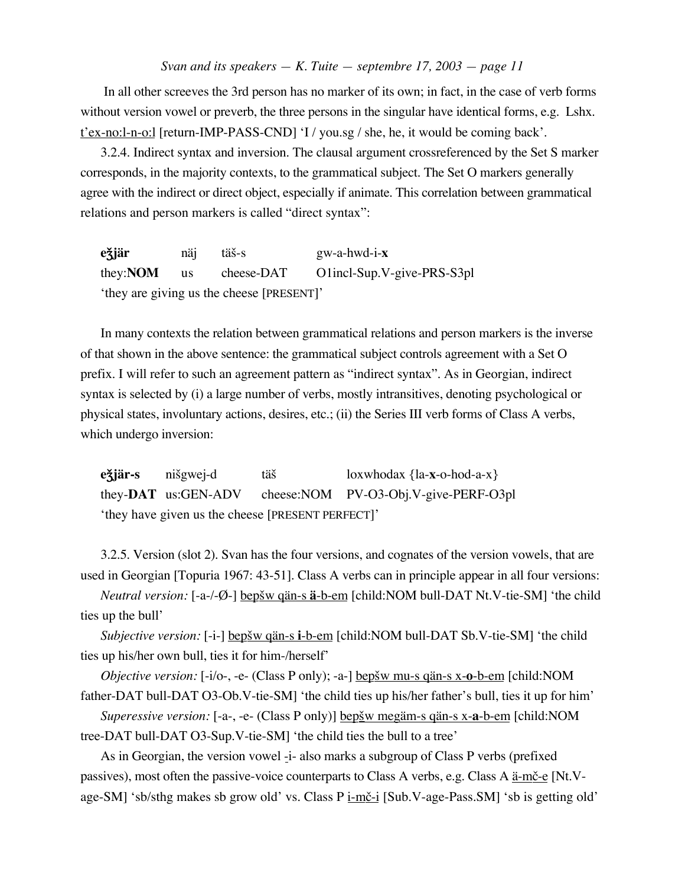In all other screeves the 3rd person has no marker of its own; in fact, in the case of verb forms without version vowel or preverb, the three persons in the singular have identical forms, e.g. Lshx. t'ex-no:l-n-o:l [return-IMP-PASS-CND] 'I / you.sg / she, he, it would be coming back'.

3.2.4. Indirect syntax and inversion. The clausal argument crossreferenced by the Set S marker corresponds, in the majority contexts, to the grammatical subject. The Set O markers generally agree with the indirect or direct object, especially if animate. This correlation between grammatical relations and person markers is called "direct syntax":

| **eǯär** | näj | täš-s | gw-a-hwd-i-**x** |
|---|---|---|---|
| they:**NOM** | us | cheese-DAT | O1incl-Sup.V-give-PRS-S3pl |

'they are giving us the cheese [PRESENT]'

In many contexts the relation between grammatical relations and person markers is the inverse of that shown in the above sentence: the grammatical subject controls agreement with a Set O prefix. I will refer to such an agreement pattern as "indirect syntax". As in Georgian, indirect syntax is selected by (i) a large number of verbs, mostly intransitives, denoting psychological or physical states, involuntary actions, desires, etc.; (ii) the Series III verb forms of Class A verbs, which undergo inversion:

| **eǯär-s** | nišgwej-d | täš | loxwhodax {la-**x**-o-hod-a-x} |
|---|---|---|---|
| they-**DAT** | us:GEN-ADV | cheese:NOM | PV-O3-Obj.V-give-PERF-O3pl |

'they have given us the cheese [PRESENT PERFECT]'

3.2.5. Version (slot 2). Svan has the four versions, and cognates of the version vowels, that are used in Georgian [Topuria 1967: 43-51]. Class A verbs can in principle appear in all four versions:

*Neutral version:* [-a-/-Ø-] bepšw qän-s **ä**-b-em [child:NOM bull-DAT Nt.V-tie-SM] 'the child ties up the bull'

*Subjective version:* [-i-] bepšw qän-s **i**-b-em [child:NOM bull-DAT Sb.V-tie-SM] 'the child ties up his/her own bull, ties it for him-/herself'

*Objective version:* [-i/o-, -e- (Class P only); -a-] bepšw mu-s qän-s x-**o**-b-em [child:NOM father-DAT bull-DAT O3-Ob.V-tie-SM] 'the child ties up his/her father's bull, ties it up for him'

*Superessive version:* [-a-, -e- (Class P only)] bepšw megäm-s qän-s x-**a**-b-em [child:NOM tree-DAT bull-DAT O3-Sup.V-tie-SM] 'the child ties the bull to a tree'

As in Georgian, the version vowel -i- also marks a subgroup of Class P verbs (prefixed passives), most often the passive-voice counterparts to Class A verbs, e.g. Class A ä-mč-e [Nt.V-age-SM] 'sb/sthg makes sb grow old' vs. Class P i-mč-i [Sub.V-age-Pass.SM] 'sb is getting old'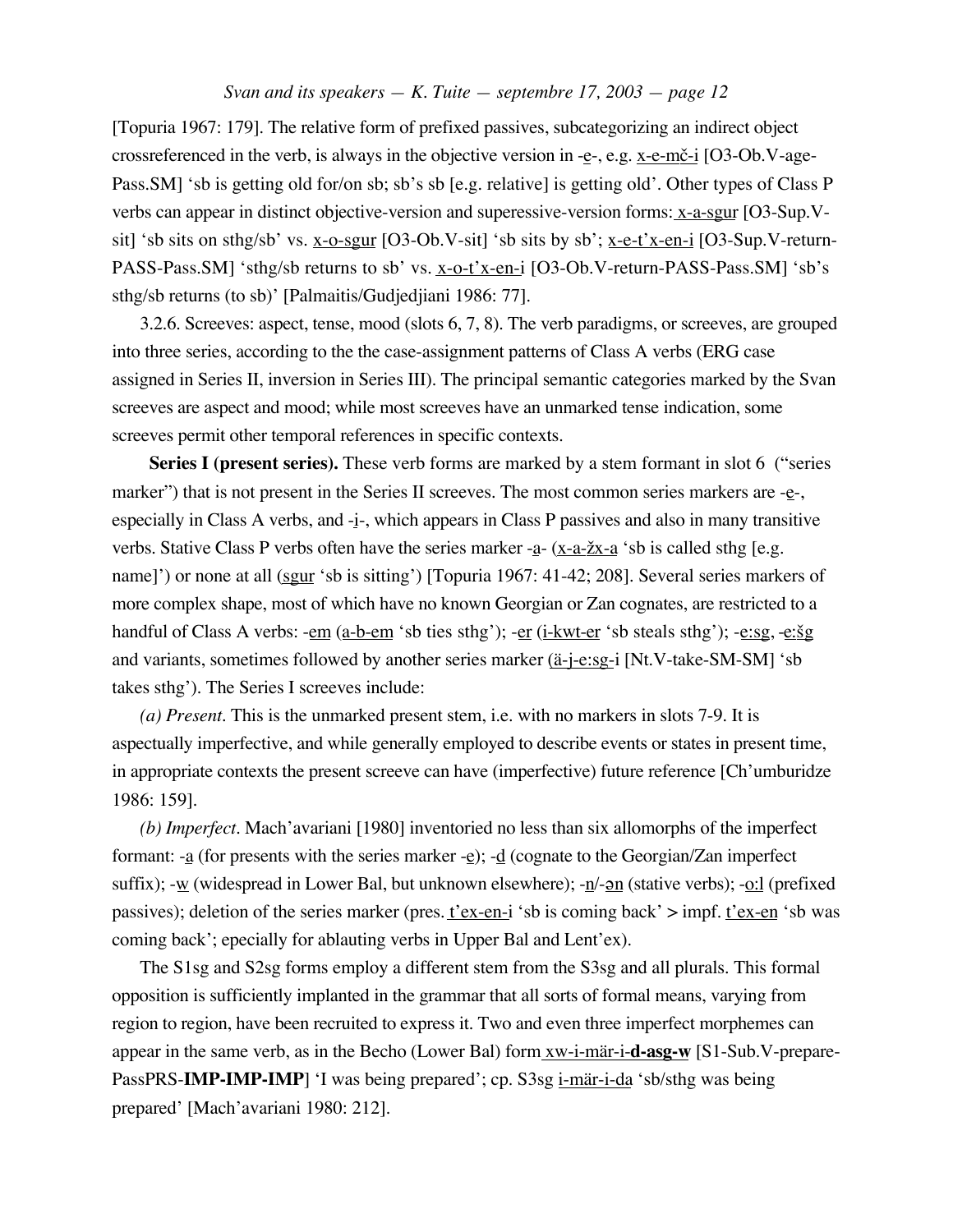[Topuria 1967: 179]. The relative form of prefixed passives, subcategorizing an indirect object crossreferenced in the verb, is always in the objective version in -e-, e.g. x-e-mč-i [O3-Ob.V-age-Pass.SM] 'sb is getting old for/on sb; sb's sb [e.g. relative] is getting old'. Other types of Class P verbs can appear in distinct objective-version and superessive-version forms: x-a-sgur [O3-Sup.V-sit] 'sb sits on sthg/sb' vs. x-o-sgur [O3-Ob.V-sit] 'sb sits by sb'; x-e-t'x-en-i [O3-Sup.V-return-PASS-Pass.SM] 'sthg/sb returns to sb' vs. x-o-t'x-en-i [O3-Ob.V-return-PASS-Pass.SM] 'sb's sthg/sb returns (to sb)' [Palmaitis/Gudjedjiani 1986: 77].

3.2.6. Screeves: aspect, tense, mood (slots 6, 7, 8). The verb paradigms, or screeves, are grouped into three series, according to the the case-assignment patterns of Class A verbs (ERG case assigned in Series II, inversion in Series III). The principal semantic categories marked by the Svan screeves are aspect and mood; while most screeves have an unmarked tense indication, some screeves permit other temporal references in specific contexts.

**Series I (present series).** These verb forms are marked by a stem formant in slot 6 ("series marker") that is not present in the Series II screeves. The most common series markers are -e-, especially in Class A verbs, and -i-, which appears in Class P passives and also in many transitive verbs. Stative Class P verbs often have the series marker -a- (x-a-žx-a 'sb is called sthg [e.g. name]') or none at all (sgur 'sb is sitting') [Topuria 1967: 41-42; 208]. Several series markers of more complex shape, most of which have no known Georgian or Zan cognates, are restricted to a handful of Class A verbs: -em (a-b-em 'sb ties sthg'); -er (i-kwt-er 'sb steals sthg'); -e:sg, -e:šg and variants, sometimes followed by another series marker (ä-j-e:sg-i [Nt.V-take-SM-SM] 'sb takes sthg'). The Series I screeves include:

*(a) Present*. This is the unmarked present stem, i.e. with no markers in slots 7-9. It is aspectually imperfective, and while generally employed to describe events or states in present time, in appropriate contexts the present screeve can have (imperfective) future reference [Ch'umburidze 1986: 159].

*(b) Imperfect*. Mach'avariani [1980] inventoried no less than six allomorphs of the imperfect formant: -a (for presents with the series marker -e); -d (cognate to the Georgian/Zan imperfect suffix); -w (widespread in Lower Bal, but unknown elsewhere); -n/-ən (stative verbs); -o:l (prefixed passives); deletion of the series marker (pres. t'ex-en-i 'sb is coming back' > impf. t'ex-en 'sb was coming back'; epecially for ablauting verbs in Upper Bal and Lent'ex).

The S1sg and S2sg forms employ a different stem from the S3sg and all plurals. This formal opposition is sufficiently implanted in the grammar that all sorts of formal means, varying from region to region, have been recruited to express it. Two and even three imperfect morphemes can appear in the same verb, as in the Becho (Lower Bal) form xw-i-mär-i-**d-asg-w** [S1-Sub.V-prepare-PassPRS-**IMP-IMP-IMP**] 'I was being prepared'; cp. S3sg i-mär-i-da 'sb/sthg was being prepared' [Mach'avariani 1980: 212].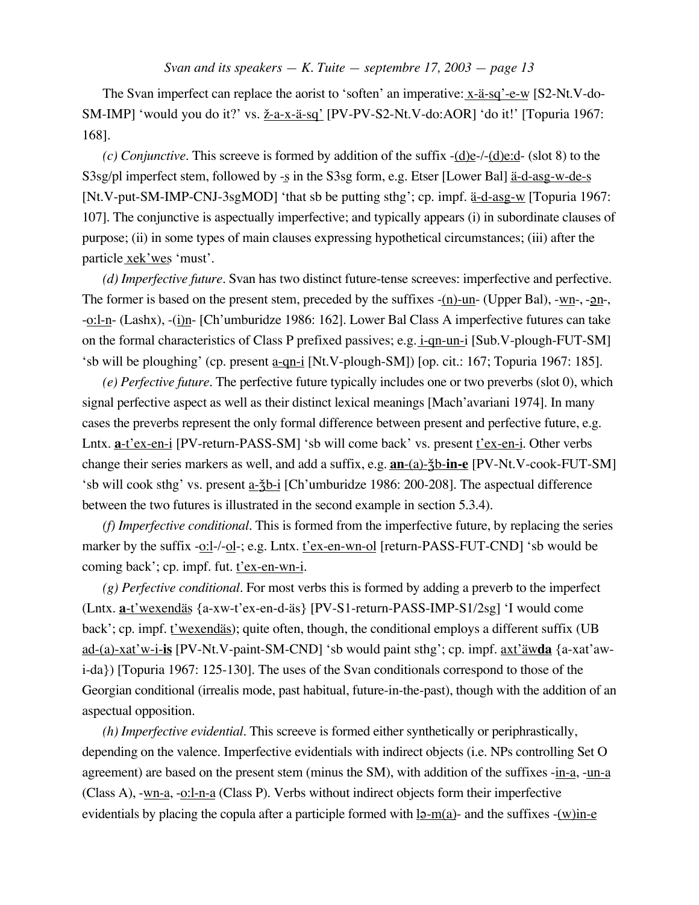The Svan imperfect can replace the aorist to 'soften' an imperative: x-ä-sq'-e-w [S2-Nt.V-do-SM-IMP] 'would you do it?' vs. ž-a-x-ä-sq' [PV-PV-S2-Nt.V-do:AOR] 'do it!' [Topuria 1967: 168].

*(c) Conjunctive*. This screeve is formed by addition of the suffix -(d)e-/-(d)e:d- (slot 8) to the S3sg/pl imperfect stem, followed by -s in the S3sg form, e.g. Etser [Lower Bal] ä-d-asg-w-de-s [Nt.V-put-SM-IMP-CNJ-3sgMOD] 'that sb be putting sthg'; cp. impf. ä-d-asg-w [Topuria 1967: 107]. The conjunctive is aspectually imperfective; and typically appears (i) in subordinate clauses of purpose; (ii) in some types of main clauses expressing hypothetical circumstances; (iii) after the particle xek'wes 'must'.

*(d) Imperfective future*. Svan has two distinct future-tense screeves: imperfective and perfective. The former is based on the present stem, preceded by the suffixes -(n)-un- (Upper Bal), -wn-, -ən-, -o:l-n- (Lashx), -(i)n- [Ch'umburidze 1986: 162]. Lower Bal Class A imperfective futures can take on the formal characteristics of Class P prefixed passives; e.g. i-qn-un-i [Sub.V-plough-FUT-SM] 'sb will be ploughing' (cp. present a-qn-i [Nt.V-plough-SM]) [op. cit.: 167; Topuria 1967: 185].

*(e) Perfective future*. The perfective future typically includes one or two preverbs (slot 0), which signal perfective aspect as well as their distinct lexical meanings [Mach'avariani 1974]. In many cases the preverbs represent the only formal difference between present and perfective future, e.g. Lntx. **a**-t'ex-en-i [PV-return-PASS-SM] 'sb will come back' vs. present t'ex-en-i. Other verbs change their series markers as well, and add a suffix, e.g. **an**-(a)-ǯb-**in-e** [PV-Nt.V-cook-FUT-SM] 'sb will cook sthg' vs. present a-ǯb-i [Ch'umburidze 1986: 200-208]. The aspectual difference between the two futures is illustrated in the second example in section 5.3.4).

*(f) Imperfective conditional*. This is formed from the imperfective future, by replacing the series marker by the suffix -o:l-/-ol-; e.g. Lntx. t'ex-en-wn-ol [return-PASS-FUT-CND] 'sb would be coming back'; cp. impf. fut. t'ex-en-wn-i.

*(g) Perfective conditional*. For most verbs this is formed by adding a preverb to the imperfect (Lntx. **a**-t'wexendäs {a-xw-t'ex-en-d-äs} [PV-S1-return-PASS-IMP-S1/2sg] 'I would come back'; cp. impf. t'wexendäs); quite often, though, the conditional employs a different suffix (UB ad-(a)-xat'w-i-**is** [PV-Nt.V-paint-SM-CND] 'sb would paint sthg'; cp. impf. axt'äw**da** {a-xat'aw-i-da}) [Topuria 1967: 125-130]. The uses of the Svan conditionals correspond to those of the Georgian conditional (irrealis mode, past habitual, future-in-the-past), though with the addition of an aspectual opposition.

*(h) Imperfective evidential*. This screeve is formed either synthetically or periphrastically, depending on the valence. Imperfective evidentials with indirect objects (i.e. NPs controlling Set O agreement) are based on the present stem (minus the SM), with addition of the suffixes -in-a, -un-a (Class A), -wn-a, -o:l-n-a (Class P). Verbs without indirect objects form their imperfective evidentials by placing the copula after a participle formed with lə-m(a)- and the suffixes -(w)in-e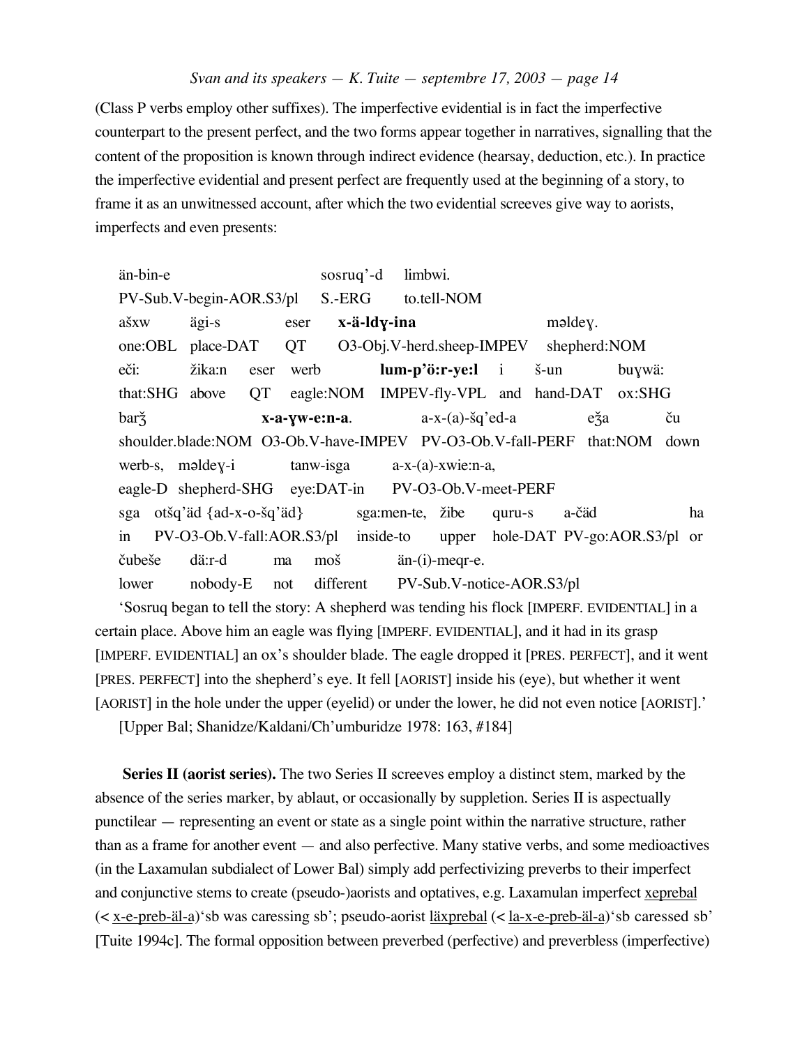(Class P verbs employ other suffixes). The imperfective evidential is in fact the imperfective counterpart to the present perfect, and the two forms appear together in narratives, signalling that the content of the proposition is known through indirect evidence (hearsay, deduction, etc.). In practice the imperfective evidential and present perfect are frequently used at the beginning of a story, to frame it as an unwitnessed account, after which the two evidential screeves give way to aorists, imperfects and even presents:

| | | | | | | | |
|---|---|---|---|---|---|---|---|
| än-bin-e | sosruq'-d | limbwi. | | | | | |
| PV-Sub.V-begin-AOR.S3/pl | S.-ERG | to.tell-NOM | | | | | |
| ašxw | ägi-s | eser | **x-ä-ldɣ-ina** | məldeɣ. | | | |
| one:OBL | place-DAT | QT | O3-Obj.V-herd.sheep-IMPEV | shepherd:NOM | | | |
| eči: | žika:n | eser | werb | **lum-p'ö:r-ye:l** | i | š-un | buɣwä: |
| that:SHG | above | QT | eagle:NOM | IMPEV-fly-VPL | and | hand-DAT | ox:SHG |
| barǯ | **x-a-ɣw-e:n-a**. | a-x-(a)-šq'ed-a | eǯa | ču | | | |
| shoulder.blade:NOM | O3-Ob.V-have-IMPEV | PV-O3-Ob.V-fall-PERF | that:NOM | down | | | |
| werb-s, | məldeɣ-i | tanw-isga | a-x-(a)-xwie:n-a, | | | | |
| eagle-D | shepherd-SHG | eye:DAT-in | PV-O3-Ob.V-meet-PERF | | | | |
| sga | otšq'äd {ad-x-o-šq'äd} | sga:men-te, | žibe | quru-s | a-čäd | ha | |
| in | PV-O3-Ob.V-fall:AOR.S3/pl | inside-to | upper | hole-DAT | PV-go:AOR.S3/pl | or | |
| čubeše | dä:r-d | ma | moš | än-(i)-meqr-e. | | | |
| lower | nobody-E | not | different | PV-Sub.V-notice-AOR.S3/pl | | | |

'Sosruq began to tell the story: A shepherd was tending his flock [IMPERF. EVIDENTIAL] in a certain place. Above him an eagle was flying [IMPERF. EVIDENTIAL], and it had in its grasp [IMPERF. EVIDENTIAL] an ox's shoulder blade. The eagle dropped it [PRES. PERFECT], and it went [PRES. PERFECT] into the shepherd's eye. It fell [AORIST] inside his (eye), but whether it went [AORIST] in the hole under the upper (eyelid) or under the lower, he did not even notice [AORIST].'

[Upper Bal; Shanidze/Kaldani/Ch'umburidze 1978: 163, #184]

**Series II (aorist series).** The two Series II screeves employ a distinct stem, marked by the absence of the series marker, by ablaut, or occasionally by suppletion. Series II is aspectually punctilear — representing an event or state as a single point within the narrative structure, rather than as a frame for another event — and also perfective. Many stative verbs, and some medioactives (in the Laxamulan subdialect of Lower Bal) simply add perfectivizing preverbs to their imperfect and conjunctive stems to create (pseudo-)aorists and optatives, e.g. Laxamulan imperfect xeprebal (< x-e-preb-äl-a) 'sb was caressing sb'; pseudo-aorist läxprebal (< la-x-e-preb-äl-a) 'sb caressed sb' [Tuite 1994c]. The formal opposition between preverbed (perfective) and preverbless (imperfective)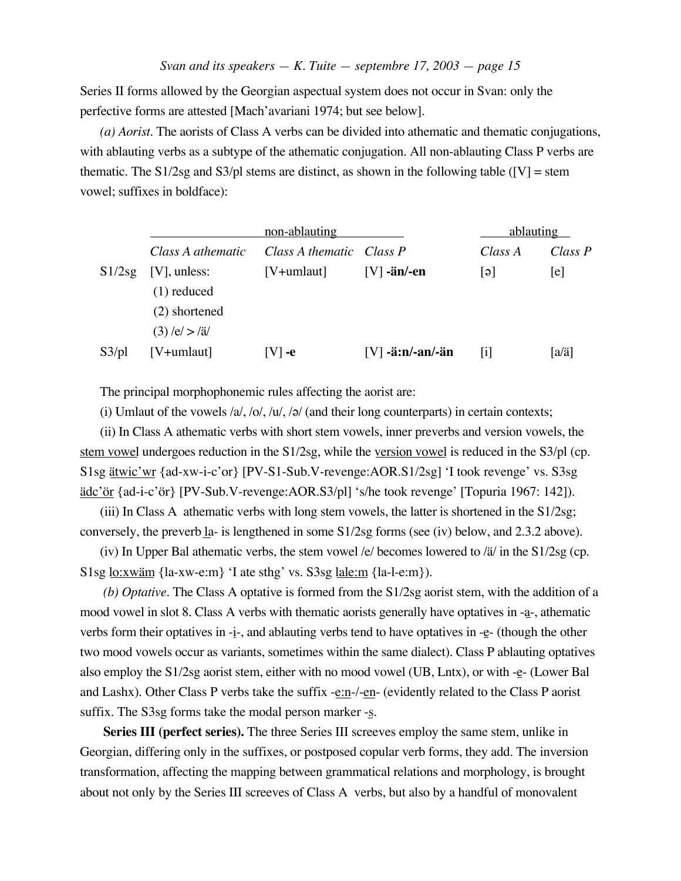Series II forms allowed by the Georgian aspectual system does not occur in Svan: only the perfective forms are attested [Mach'avariani 1974; but see below].

*(a) Aorist*. The aorists of Class A verbs can be divided into athematic and thematic conjugations, with ablauting verbs as a subtype of the athematic conjugation. All non-ablauting Class P verbs are thematic. The S1/2sg and S3/pl stems are distinct, as shown in the following table ([V] = stem vowel; suffixes in boldface):

| | non-ablauting | | | ablauting | |
|---|---|---|---|---|---|
| | *Class A athematic* | *Class A thematic* | *Class P* | *Class A* | *Class P* |
| S1/2sg | [V], unless: (1) reduced (2) shortened (3) /e/ > /ä/ | [V+umlaut] | [V] **-än/-en** | [ə] | [e] |
| S3/pl | [V+umlaut] | [V] **-e** | [V] **-ä:n/-an/-än** | [i] | [a/ä] |

The principal morphophonemic rules affecting the aorist are:

(i) Umlaut of the vowels /a/, /o/, /u/, /ə/ (and their long counterparts) in certain contexts;

(ii) In Class A athematic verbs with short stem vowels, inner preverbs and version vowels, the stem vowel undergoes reduction in the S1/2sg, while the version vowel is reduced in the S3/pl (cp. S1sg ätwic'wr {ad-xw-i-c'or} [PV-S1-Sub.V-revenge:AOR.S1/2sg] 'I took revenge' vs. S3sg ädc'ör {ad-i-c'ör} [PV-Sub.V-revenge:AOR.S3/pl] 's/he took revenge' [Topuria 1967: 142]).

(iii) In Class A athematic verbs with long stem vowels, the latter is shortened in the S1/2sg; conversely, the preverb la- is lengthened in some S1/2sg forms (see (iv) below, and 2.3.2 above).

(iv) In Upper Bal athematic verbs, the stem vowel /e/ becomes lowered to /ä/ in the S1/2sg (cp. S1sg lo:xwäm {la-xw-e:m} 'I ate sthg' vs. S3sg lale:m {la-l-e:m}).

*(b) Optative*. The Class A optative is formed from the S1/2sg aorist stem, with the addition of a mood vowel in slot 8. Class A verbs with thematic aorists generally have optatives in -a-, athematic verbs form their optatives in -i-, and ablauting verbs tend to have optatives in -e- (though the other two mood vowels occur as variants, sometimes within the same dialect). Class P ablauting optatives also employ the S1/2sg aorist stem, either with no mood vowel (UB, Lntx), or with -e- (Lower Bal and Lashx). Other Class P verbs take the suffix -e:n-/-en- (evidently related to the Class P aorist suffix. The S3sg forms take the modal person marker -s.

**Series III (perfect series).** The three Series III screeves employ the same stem, unlike in Georgian, differing only in the suffixes, or postposed copular verb forms, they add. The inversion transformation, affecting the mapping between grammatical relations and morphology, is brought about not only by the Series III screeves of Class A verbs, but also by a handful of monovalent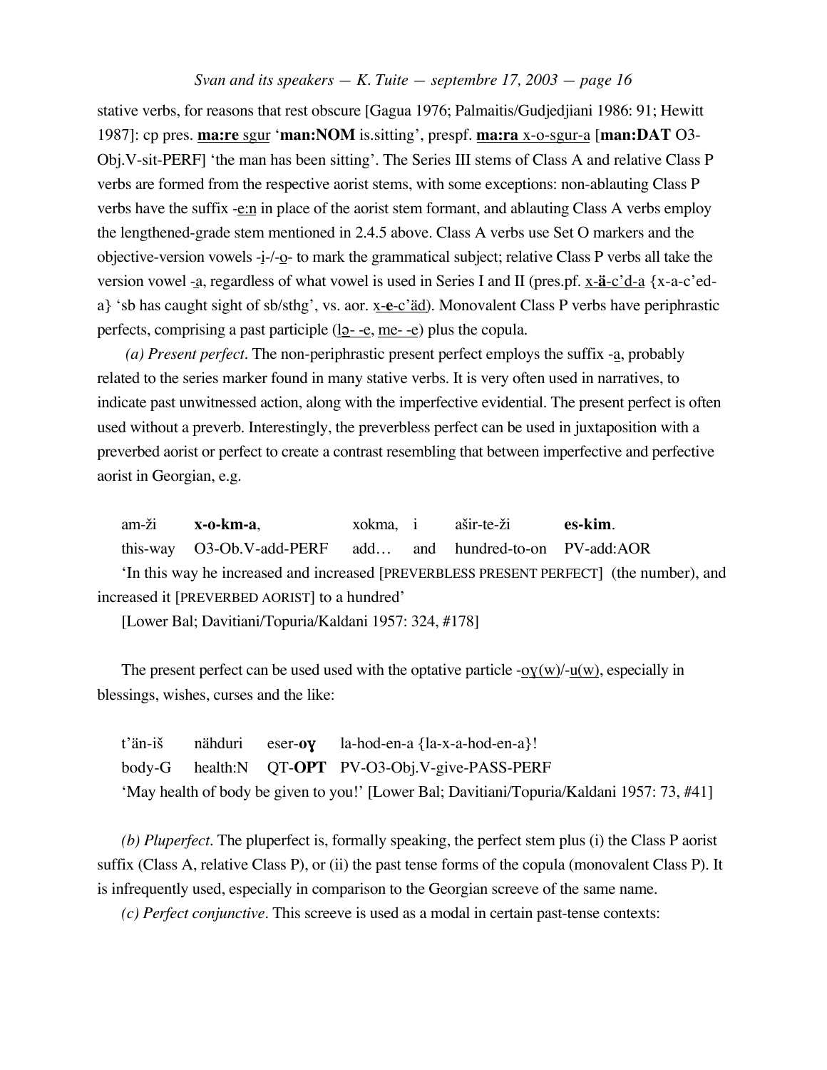stative verbs, for reasons that rest obscure [Gagua 1976; Palmaitis/Gudjedjiani 1986: 91; Hewitt 1987]: cp pres. **ma:re** sgur '**man:NOM** is.sitting', prespf. **ma:ra** x-o-sgur-a [**man:DAT** O3-Obj.V-sit-PERF] 'the man has been sitting'. The Series III stems of Class A and relative Class P verbs are formed from the respective aorist stems, with some exceptions: non-ablauting Class P verbs have the suffix -e:n in place of the aorist stem formant, and ablauting Class A verbs employ the lengthened-grade stem mentioned in 2.4.5 above. Class A verbs use Set O markers and the objective-version vowels -i-/-o- to mark the grammatical subject; relative Class P verbs all take the version vowel -a, regardless of what vowel is used in Series I and II (pres.pf. x-**ä**-c'd-a {x-a-c'ed-a} 'sb has caught sight of sb/sthg', vs. aor. x-**e**-c'äd). Monovalent Class P verbs have periphrastic perfects, comprising a past participle (lə- -e, me- -e) plus the copula.

*(a) Present perfect*. The non-periphrastic present perfect employs the suffix -a, probably related to the series marker found in many stative verbs. It is very often used in narratives, to indicate past unwitnessed action, along with the imperfective evidential. The present perfect is often used without a preverb. Interestingly, the preverbless perfect can be used in juxtaposition with a preverbed aorist or perfect to create a contrast resembling that between imperfective and perfective aorist in Georgian, e.g.

| am-ži | **x-o-km-a**, | xokma, | i | aširte-te-ži | **es-kim**. |
|---|---|---|---|---|---|
| this-way | O3-Ob.V-add-PERF | add… | and | hundred-to-on | PV-add:AOR |

'In this way he increased and increased [PREVERBLESS PRESENT PERFECT] (the number), and increased it [PREVERBED AORIST] to a hundred'

[Lower Bal; Davitiani/Topuria/Kaldani 1957: 324, #178]

The present perfect can be used used with the optative particle -oɣ(w)/-u(w), especially in blessings, wishes, curses and the like:

| t'än-iš | nähduri | eser-**oɣ** | la-hod-en-a {la-x-a-hod-en-a}! |
|---|---|---|---|
| body-G | health:N | QT-**OPT** | PV-O3-Obj.V-give-PASS-PERF |

'May health of body be given to you!' [Lower Bal; Davitiani/Topuria/Kaldani 1957: 73, #41]

*(b) Pluperfect*. The pluperfect is, formally speaking, the perfect stem plus (i) the Class P aorist suffix (Class A, relative Class P), or (ii) the past tense forms of the copula (monovalent Class P). It is infrequently used, especially in comparison to the Georgian screeve of the same name.

*(c) Perfect conjunctive*. This screeve is used as a modal in certain past-tense contexts: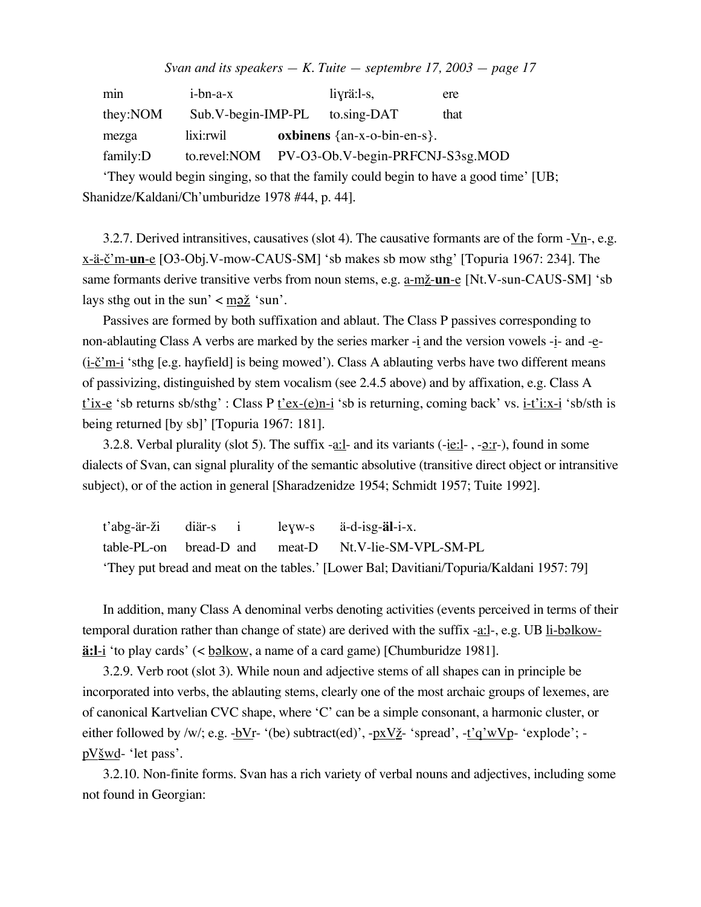| min | i-bn-a-x | liɣrä:l-s, | ere |
|---|---|---|---|
| they:NOM | Sub.V-begin-IMP-PL | to.sing-DAT | that |
| mezga | lixi:rwil | **oxbinens** {an-x-o-bin-en-s}. | |
| family:D | to.revel:NOM | PV-O3-Ob.V-begin-PRFCNJ-S3sg.MOD | |

'They would begin singing, so that the family could begin to have a good time' [UB; Shanidze/Kaldani/Ch'umburidze 1978 #44, p. 44].

3.2.7. Derived intransitives, causatives (slot 4). The causative formants are of the form -Vn-, e.g. x-ä-č'm-**un**-e [O3-Obj.V-mow-CAUS-SM] 'sb makes sb mow sthg' [Topuria 1967: 234]. The same formants derive transitive verbs from noun stems, e.g. a-mž-**un**-e [Nt.V-sun-CAUS-SM] 'sb lays sthg out in the sun' < məž 'sun'.

Passives are formed by both suffixation and ablaut. The Class P passives corresponding to non-ablauting Class A verbs are marked by the series marker -i and the version vowels -i- and -e- (i-č'm-i 'sthg [e.g. hayfield] is being mowed'). Class A ablauting verbs have two different means of passivizing, distinguished by stem vocalism (see 2.4.5 above) and by affixation, e.g. Class A t'ix-e 'sb returns sb/sthg' : Class P t'ex-(e)n-i 'sb is returning, coming back' vs. i-t'i:x-i 'sb/sth is being returned [by sb]' [Topuria 1967: 181].

3.2.8. Verbal plurality (slot 5). The suffix -a:l- and its variants (-ie:l- , -ə:r-), found in some dialects of Svan, can signal plurality of the semantic absolutive (transitive direct object or intransitive subject), or of the action in general [Sharadzenidze 1954; Schmidt 1957; Tuite 1992].

| t'abg-är-ži | diär-s | i | leɣw-s | ä-d-isg-**äl**-i-x. |
|---|---|---|---|---|
| table-PL-on | bread-D | and | meat-D | Nt.V-lie-SM-VPL-SM-PL |

'They put bread and meat on the tables.' [Lower Bal; Davitiani/Topuria/Kaldani 1957: 79]

In addition, many Class A denominal verbs denoting activities (events perceived in terms of their temporal duration rather than change of state) are derived with the suffix -a:l-, e.g. UB li-bəlkow-**ä:l**-i 'to play cards' (< bəlkow, a name of a card game) [Chumburidze 1981].

3.2.9. Verb root (slot 3). While noun and adjective stems of all shapes can in principle be incorporated into verbs, the ablauting stems, clearly one of the most archaic groups of lexemes, are of canonical Kartvelian CVC shape, where 'C' can be a simple consonant, a harmonic cluster, or either followed by /w/; e.g. -bVr- '(be) subtract(ed)', -pxVž- 'spread', -t'q'wVp- 'explode'; -pVšwd- 'let pass'.

3.2.10. Non-finite forms. Svan has a rich variety of verbal nouns and adjectives, including some not found in Georgian: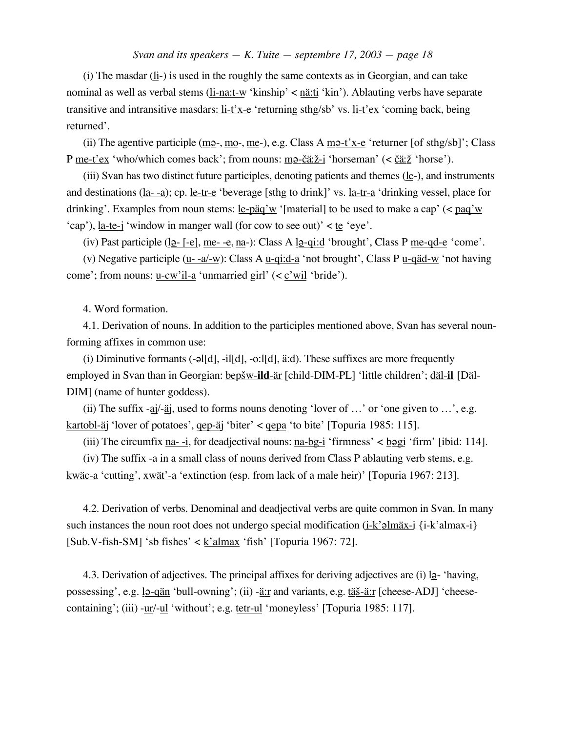(i) The masdar (li-) is used in the roughly the same contexts as in Georgian, and can take nominal as well as verbal stems (li-na:t-w 'kinship' < nä:ti 'kin'). Ablauting verbs have separate transitive and intransitive masdars: li-t'x-e 'returning sthg/sb' vs. li-t'ex 'coming back, being returned'.

(ii) The agentive participle (mə-, mo-, me-), e.g. Class A mə-t'x-e 'returner [of sthg/sb]'; Class P me-t'ex 'who/which comes back'; from nouns: mə-čä:ž-i 'horseman' (< čä:ž 'horse').

(iii) Svan has two distinct future participles, denoting patients and themes (le-), and instruments and destinations (la- -a); cp. le-tr-e 'beverage [sthg to drink]' vs. la-tr-a 'drinking vessel, place for drinking'. Examples from noun stems: le-päq'w '[material] to be used to make a cap' (< paq'w 'cap'), la-te-j 'window in manger wall (for cow to see out)' < te 'eye'.

(iv) Past participle (lə- [-e], me- -e, na-): Class A lə-qi:d 'brought', Class P me-qd-e 'come'.

(v) Negative participle (u- -a/-w): Class A u-qi:d-a 'not brought', Class P u-qäd-w 'not having come'; from nouns: u-cw'il-a 'unmarried girl' (< c'wil 'bride').

4. Word formation.

4.1. Derivation of nouns. In addition to the participles mentioned above, Svan has several noun-forming affixes in common use:

(i) Diminutive formants (-əl[d], -il[d], -o:l[d], ä:d). These suffixes are more frequently employed in Svan than in Georgian: bepšw-**ild**-är [child-DIM-PL] 'little children'; däl-**il** [Däl-DIM] (name of hunter goddess).

(ii) The suffix -aj/-äj, used to forms nouns denoting 'lover of …' or 'one given to …', e.g. kartobl-äj 'lover of potatoes', qep-äj 'biter' < qepa 'to bite' [Topuria 1985: 115].

(iii) The circumfix na- -i, for deadjectival nouns: na-bg-i 'firmness' < bəgi 'firm' [ibid: 114].

(iv) The suffix -a in a small class of nouns derived from Class P ablauting verb stems, e.g. kwäc-a 'cutting', xwät'-a 'extinction (esp. from lack of a male heir)' [Topuria 1967: 213].

4.2. Derivation of verbs. Denominal and deadjectival verbs are quite common in Svan. In many such instances the noun root does not undergo special modification (i-k'əlmäx-i {i-k'almax-i} [Sub.V-fish-SM] 'sb fishes' < k'almax 'fish' [Topuria 1967: 72].

4.3. Derivation of adjectives. The principal affixes for deriving adjectives are (i) lə- 'having, possessing', e.g. lə-qän 'bull-owning'; (ii) -ä:r and variants, e.g. täš-ä:r [cheese-ADJ] 'cheese-containing'; (iii) -ur/-ul 'without'; e.g. tetr-ul 'moneyless' [Topuria 1985: 117].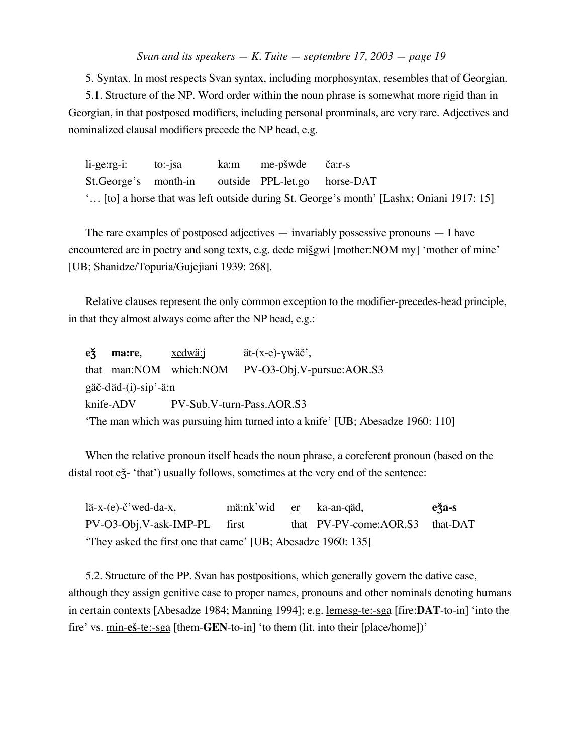5. Syntax. In most respects Svan syntax, including morphosyntax, resembles that of Georgian.

5.1. Structure of the NP. Word order within the noun phrase is somewhat more rigid than in Georgian, in that postposed modifiers, including personal pronminals, are very rare. Adjectives and nominalized clausal modifiers precede the NP head, e.g.

| li-ge:rg-i: | to:-jsa | ka:m | me-pšwde | ča:r-s |
|---|---|---|---|---|
| St.George's | month-in | outside | PPL-let.go | horse-DAT |

'… [to] a horse that was left outside during St. George's month' [Lashx; Oniani 1917: 15]

The rare examples of postposed adjectives — invariably possessive pronouns — I have encountered are in poetry and song texts, e.g. <u>dede mišgwi</u> [mother:NOM my] 'mother of mine' [UB; Shanidze/Topuria/Gujejiani 1939: 268].

Relative clauses represent the only common exception to the modifier-precedes-head principle, in that they almost always come after the NP head, e.g.:

| **eǯ** | **ma:re**, | <u>xedwä:j</u> | ät-(x-e)-ɣwäč', |
|---|---|---|---|
| that | man:NOM | which:NOM | PV-O3-Obj.V-pursue:AOR.S3 |

| gäč-d | äd-(i)-sip'-ä:n |
|---|---|
| knife-ADV | PV-Sub.V-turn-Pass.AOR.S3 |

'The man which was pursuing him turned into a knife' [UB; Abesadze 1960: 110]

When the relative pronoun itself heads the noun phrase, a coreferent pronoun (based on the distal root <u>eǯ</u>- 'that') usually follows, sometimes at the very end of the sentence:

| lä-x-(e)-č'wed-da-x, | mä:nk'wid | <u>er</u> | ka-an-qäd, | **eǯa-s** |
|---|---|---|---|---|
| PV-O3-Obj.V-ask-IMP-PL | first | that | PV-PV-come:AOR.S3 | that-DAT |

'They asked the first one that came' [UB; Abesadze 1960: 135]

5.2. Structure of the PP. Svan has postpositions, which generally govern the dative case, although they assign genitive case to proper names, pronouns and other nominals denoting humans in certain contexts [Abesadze 1984; Manning 1994]; e.g. <u>lemesg-te:-sga</u> [fire:**DAT**-to-in] 'into the fire' vs. <u>min-**eš**-te:-sga</u> [them-**GEN**-to-in] 'to them (lit. into their [place/home])'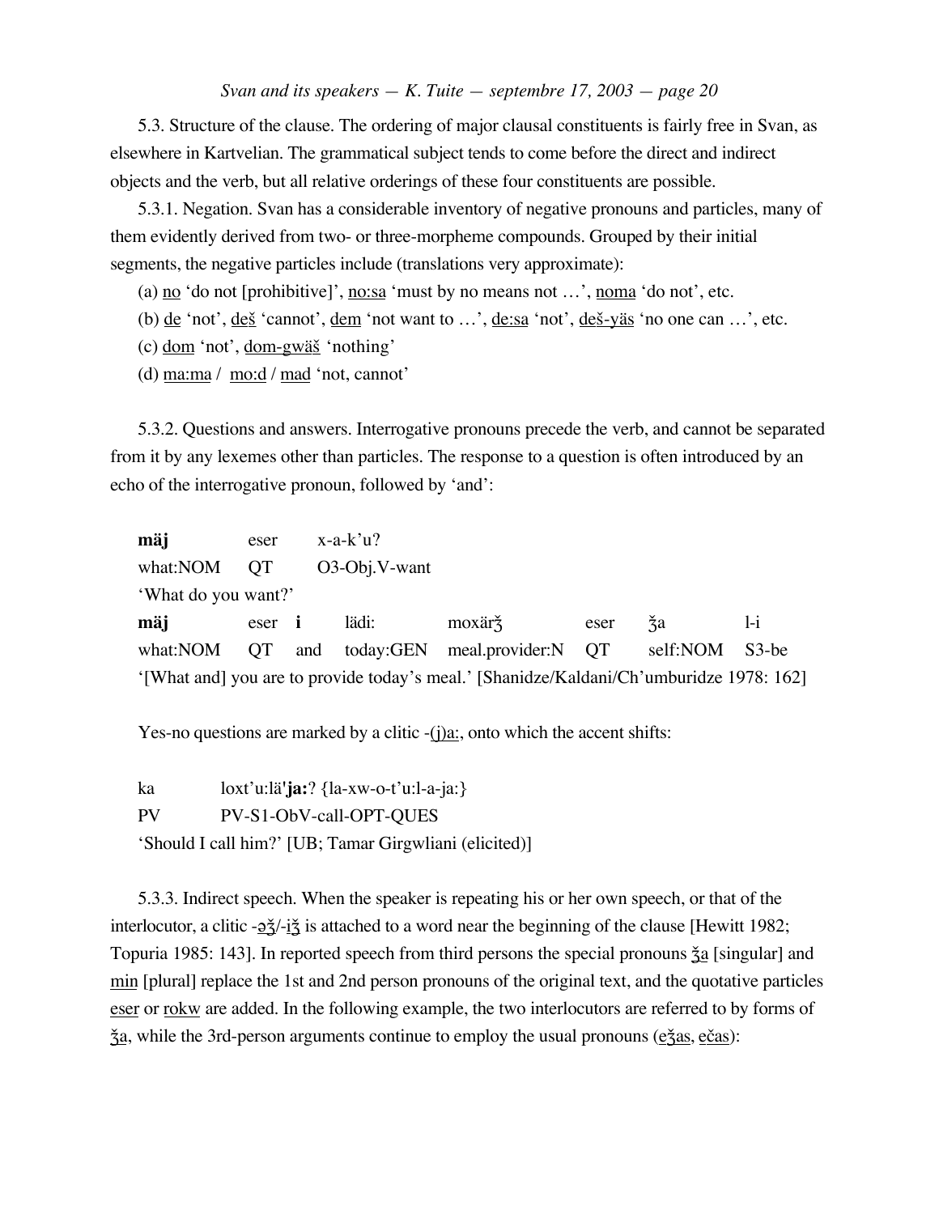5.3. Structure of the clause. The ordering of major clausal constituents is fairly free in Svan, as elsewhere in Kartvelian. The grammatical subject tends to come before the direct and indirect objects and the verb, but all relative orderings of these four constituents are possible.

5.3.1. Negation. Svan has a considerable inventory of negative pronouns and particles, many of them evidently derived from two- or three-morpheme compounds. Grouped by their initial segments, the negative particles include (translations very approximate):

(a) <u>no</u> 'do not [prohibitive]', <u>no:sa</u> 'must by no means not …', <u>noma</u> 'do not', etc.

(b) <u>de</u> 'not', <u>deš</u> 'cannot', <u>dem</u> 'not want to …', <u>de:sa</u> 'not', <u>deš-yäs</u> 'no one can …', etc.

(c) <u>dom</u> 'not', <u>dom-gwäš</u> 'nothing'

(d) <u>ma:ma</u> / <u>mo:d</u> / <u>mad</u> 'not, cannot'

5.3.2. Questions and answers. Interrogative pronouns precede the verb, and cannot be separated from it by any lexemes other than particles. The response to a question is often introduced by an echo of the interrogative pronoun, followed by 'and':

| **mäj** | eser | x-a-k'u? |
|---|---|---|
| what:NOM | QT | O3-Obj.V-want |

'What do you want?'

| **mäj** | eser | **i** | lädi: | moxärǯ | eser | ǯa | l-i |
|---|---|---|---|---|---|---|---|
| what:NOM | QT | and | today:GEN | meal.provider:N | QT | self:NOM | S3-be |

'[What and] you are to provide today's meal.' [Shanidze/Kaldani/Ch'umburidze 1978: 162]

Yes-no questions are marked by a clitic -<u>(j)a:</u>, onto which the accent shifts:

| ka | loxt'u:lä'**ja:**? {la-xw-o-t'u:l-a-ja:} |
|---|---|
| PV | PV-S1-ObV-call-OPT-QUES |

'Should I call him?' [UB; Tamar Girgwliani (elicited)]

5.3.3. Indirect speech. When the speaker is repeating his or her own speech, or that of the interlocutor, a clitic -<u>əǯ</u>/-<u>iǯ</u> is attached to a word near the beginning of the clause [Hewitt 1982; Topuria 1985: 143]. In reported speech from third persons the special pronouns <u>ǯa</u> [singular] and <u>min</u> [plural] replace the 1st and 2nd person pronouns of the original text, and the quotative particles <u>eser</u> or <u>rokw</u> are added. In the following example, the two interlocutors are referred to by forms of <u>ǯa</u>, while the 3rd-person arguments continue to employ the usual pronouns (<u>eǯas</u>, <u>ečas</u>):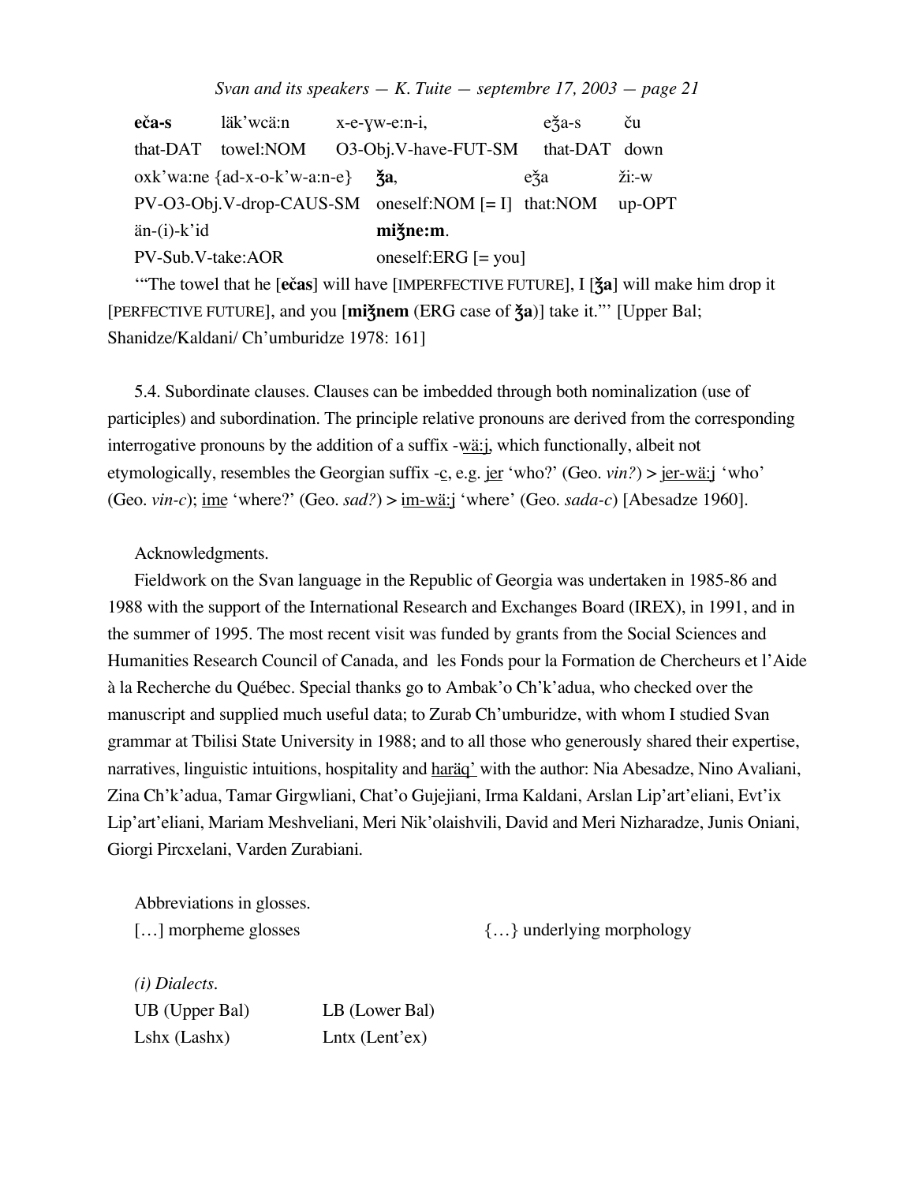| **eča-s** | läk'wcä:n | x-e-ɣw-e:n-i, | eǯa-s | ču |
|---|---|---|---|---|
| that-DAT | towel:NOM | O3-Obj.V-have-FUT-SM | that-DAT | down |

| oxk'wa:ne {ad-x-o-k'w-a:n-e} | **ǯa**, | eǯa | ži:-w |
|---|---|---|---|
| PV-O3-Obj.V-drop-CAUS-SM | oneself:NOM [= I] | that:NOM | up-OPT |

| än-(i)-k'id | **miǯne:m**. |
|---|---|
| PV-Sub.V-take:AOR | oneself:ERG [= you] |

'"The towel that he [**ečas**] will have [IMPERFECTIVE FUTURE], I [**ǯa**] will make him drop it [PERFECTIVE FUTURE], and you [**miǯnem** (ERG case of **ǯa**)] take it."' [Upper Bal; Shanidze/Kaldani/ Ch'umburidze 1978: 161]

5.4. Subordinate clauses. Clauses can be imbedded through both nominalization (use of participles) and subordination. The principle relative pronouns are derived from the corresponding interrogative pronouns by the addition of a suffix -wä:j, which functionally, albeit not etymologically, resembles the Georgian suffix -c, e.g. jer 'who?' (Geo. *vin?*) > jer-wä:j 'who' (Geo. *vin-c*); ime 'where?' (Geo. *sad?*) > im-wä:j 'where' (Geo. *sada-c*) [Abesadze 1960].

Acknowledgments.

Fieldwork on the Svan language in the Republic of Georgia was undertaken in 1985-86 and 1988 with the support of the International Research and Exchanges Board (IREX), in 1991, and in the summer of 1995. The most recent visit was funded by grants from the Social Sciences and Humanities Research Council of Canada, and les Fonds pour la Formation de Chercheurs et l'Aide à la Recherche du Québec. Special thanks go to Ambak'o Ch'k'adua, who checked over the manuscript and supplied much useful data; to Zurab Ch'umburidze, with whom I studied Svan grammar at Tbilisi State University in 1988; and to all those who generously shared their expertise, narratives, linguistic intuitions, hospitality and haräq' with the author: Nia Abesadze, Nino Avaliani, Zina Ch'k'adua, Tamar Girgwliani, Chat'o Gujejiani, Irma Kaldani, Arslan Lip'art'eliani, Evt'ix Lip'art'eliani, Mariam Meshveliani, Meri Nik'olaishvili, David and Meri Nizharadze, Junis Oniani, Giorgi Pircxelani, Varden Zurabiani.

Abbreviations in glosses.

[…] morpheme glosses {…} underlying morphology

*(i) Dialects.*

UB (Upper Bal) LB (Lower Bal)
Lshx (Lashx) Lntx (Lent'ex)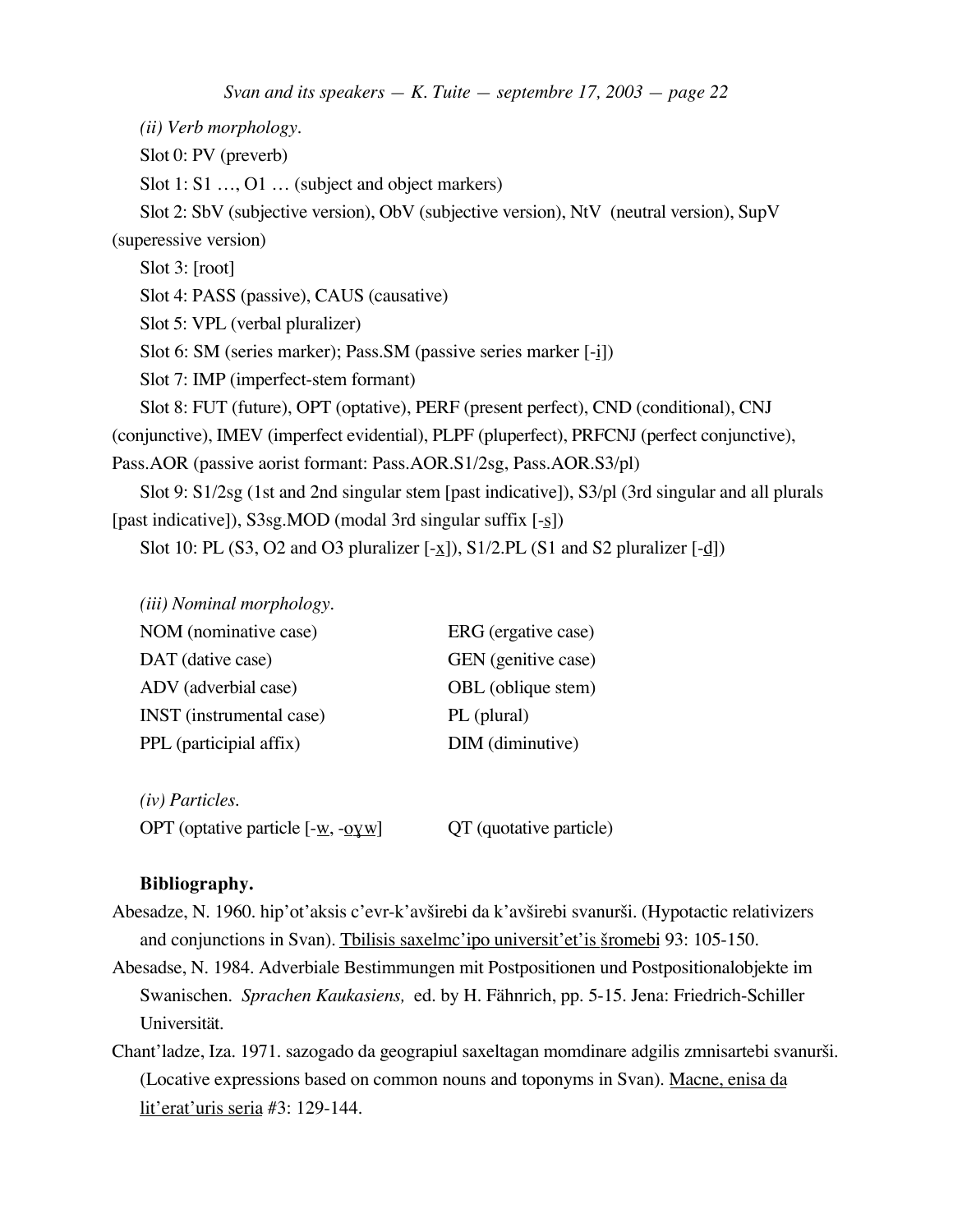*(ii) Verb morphology.*

Slot 0: PV (preverb)

Slot 1: S1 …, O1 … (subject and object markers)

Slot 2: SbV (subjective version), ObV (subjective version), NtV (neutral version), SupV (superessive version)

Slot 3: [root]

Slot 4: PASS (passive), CAUS (causative)

Slot 5: VPL (verbal pluralizer)

Slot 6: SM (series marker); Pass.SM (passive series marker [-i̲])

Slot 7: IMP (imperfect-stem formant)

Slot 8: FUT (future), OPT (optative), PERF (present perfect), CND (conditional), CNJ (conjunctive), IMEV (imperfect evidential), PLPF (pluperfect), PRFCNJ (perfect conjunctive), Pass.AOR (passive aorist formant: Pass.AOR.S1/2sg, Pass.AOR.S3/pl)

Slot 9: S1/2sg (1st and 2nd singular stem [past indicative]), S3/pl (3rd singular and all plurals [past indicative]), S3sg.MOD (modal 3rd singular suffix [-s̲])

Slot 10: PL (S3, O2 and O3 pluralizer [-x̲]), S1/2.PL (S1 and S2 pluralizer [-d̲])

*(iii) Nominal morphology.*

NOM (nominative case)

ERG (ergative case)

DAT (dative case)

GEN (genitive case)

ADV (adverbial case)

OBL (oblique stem)

INST (instrumental case)

PL (plural)

PPL (participial affix)

DIM (diminutive)

*(iv) Particles.*

OPT (optative particle [-w̲, -o̲y̲w̲]

QT (quotative particle)

**Bibliography.**

Abesadze, N. 1960. hip'ot'aksis c'evr-k'avširebi da k'avširebi svanurši. (Hypotactic relativizers and conjunctions in Svan). Tbilisis saxelmc'ipo universit'et'is šromebi 93: 105-150.

Abesadse, N. 1984. Adverbiale Bestimmungen mit Postpositionen und Postpositionalobjekte im Swanischen. *Sprachen Kaukasiens,* ed. by H. Fähnrich, pp. 5-15. Jena: Friedrich-Schiller Universität.

Chant'ladze, Iza. 1971. sazogado da geograpiul saxeltagan momdinare adgilis zmnisartebi svanurši. (Locative expressions based on common nouns and toponyms in Svan). Macne, enisa da lit'erat'uris seria #3: 129-144.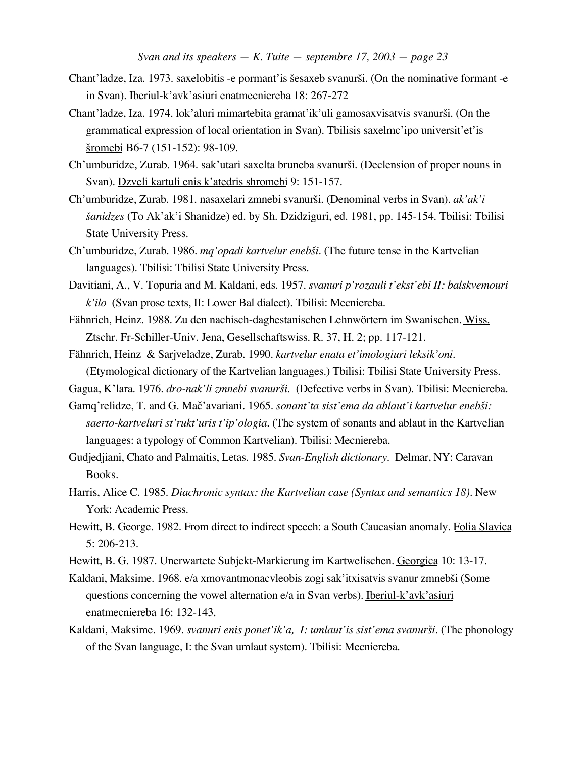Chant'ladze, Iza. 1973. saxelobitis -e pormant'is šesaxeb svanurši. (On the nominative formant -e in Svan). Iberiul-k'avk'asiuri enatmecniereba 18: 267-272

Chant'ladze, Iza. 1974. lok'aluri mimartebita gramat'ik'uli gamosaxvisatvis svanurši. (On the grammatical expression of local orientation in Svan). Tbilisis saxelmc'ipo universit'et'is šromebi B6-7 (151-152): 98-109.

Ch'umburidze, Zurab. 1964. sak'utari saxelta bruneba svanurši. (Declension of proper nouns in Svan). Dzveli kartuli enis k'atedris shromebi 9: 151-157.

Ch'umburidze, Zurab. 1981. nasaxelari zmnebi svanurši. (Denominal verbs in Svan). *ak'ak'i šanidzes* (To Ak'ak'i Shanidze) ed. by Sh. Dzidziguri, ed. 1981, pp. 145-154. Tbilisi: Tbilisi State University Press.

Ch'umburidze, Zurab. 1986. *mq'opadi kartvelur enebši*. (The future tense in the Kartvelian languages). Tbilisi: Tbilisi State University Press.

Davitiani, A., V. Topuria and M. Kaldani, eds. 1957. *svanuri p'rozauli t'ekst'ebi II: balskvemouri k'ilo* (Svan prose texts, II: Lower Bal dialect). Tbilisi: Mecniereba.

Fähnrich, Heinz. 1988. Zu den nachisch-daghestanischen Lehnwörtern im Swanischen. Wiss. Ztschr. Fr-Schiller-Univ. Jena, Gesellschaftswiss. R. 37, H. 2; pp. 117-121.

Fähnrich, Heinz & Sarjveladze, Zurab. 1990. *kartvelur enata et'imologiuri leksik'oni*. (Etymological dictionary of the Kartvelian languages.) Tbilisi: Tbilisi State University Press.

Gagua, K'lara. 1976. *dro-nak'li zmnebi svanurši*. (Defective verbs in Svan). Tbilisi: Mecniereba.

Gamq'relidze, T. and G. Mač'avariani. 1965. *sonant'ta sist'ema da ablaut'i kartvelur enebši: saerto-kartveluri st'rukt'uris t'ip'ologia*. (The system of sonants and ablaut in the Kartvelian languages: a typology of Common Kartvelian). Tbilisi: Mecniereba.

Gudjedjiani, Chato and Palmaitis, Letas. 1985. *Svan-English dictionary*. Delmar, NY: Caravan Books.

Harris, Alice C. 1985. *Diachronic syntax: the Kartvelian case (Syntax and semantics 18)*. New York: Academic Press.

Hewitt, B. George. 1982. From direct to indirect speech: a South Caucasian anomaly. Folia Slavica 5: 206-213.

Hewitt, B. G. 1987. Unerwartete Subjekt-Markierung im Kartwelischen. Georgica 10: 13-17.

Kaldani, Maksime. 1968. e/a xmovantmonacvleobis zogi sak'itxisatvis svanur zmnebši (Some questions concerning the vowel alternation e/a in Svan verbs). Iberiul-k'avk'asiuri enatmecniereba 16: 132-143.

Kaldani, Maksime. 1969. *svanuri enis ponet'ik'a, I: umlaut'is sist'ema svanurši*. (The phonology of the Svan language, I: the Svan umlaut system). Tbilisi: Mecniereba.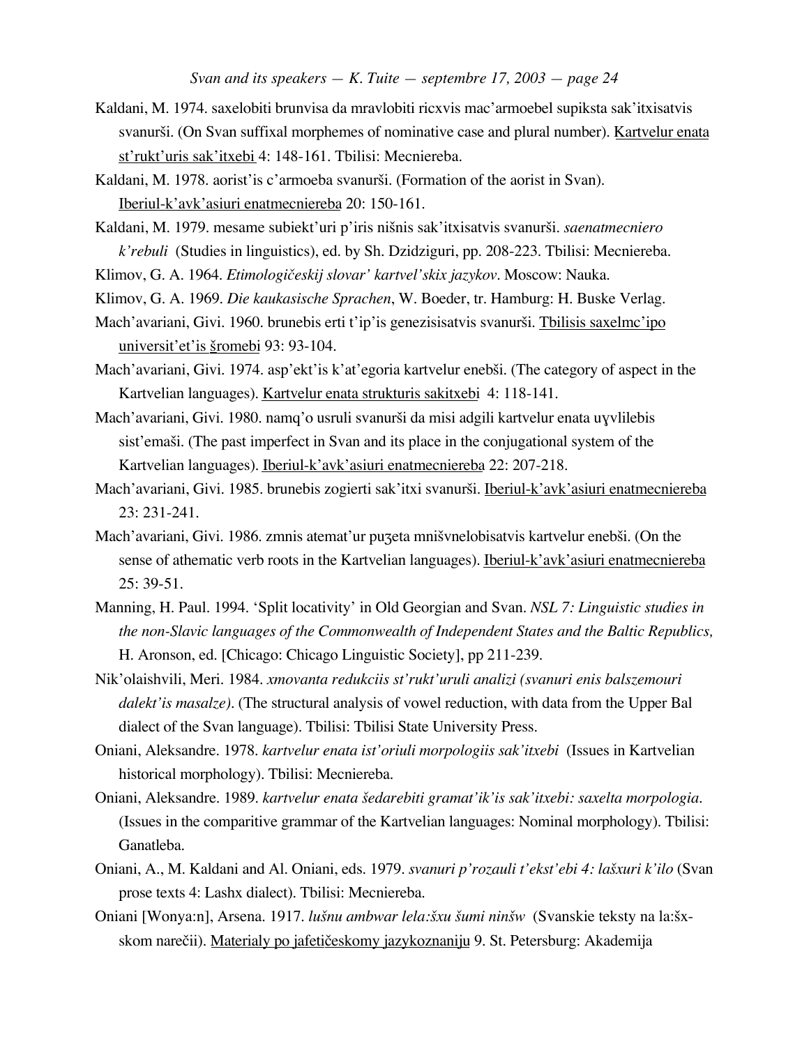Kaldani, M. 1974. saxelobiti brunvisa da mravlobiti ricxvis mac'armoebel supiksta sak'itxisatvis svanurši. (On Svan suffixal morphemes of nominative case and plural number). Kartvelur enata st'rukt'uris sak'itxebi 4: 148-161. Tbilisi: Mecniereba.

Kaldani, M. 1978. aorist'is c'armoeba svanurši. (Formation of the aorist in Svan). Iberiul-k'avk'asiuri enatmecniereba 20: 150-161.

Kaldani, M. 1979. mesame subiekt'uri p'iris nišnis sak'itxisatvis svanurši. *saenatmecniero k'rebuli* (Studies in linguistics), ed. by Sh. Dzidziguri, pp. 208-223. Tbilisi: Mecniereba.

Klimov, G. A. 1964. *Etimologičeskij slovar' kartvel'skix jazykov*. Moscow: Nauka.

Klimov, G. A. 1969. *Die kaukasische Sprachen*, W. Boeder, tr. Hamburg: H. Buske Verlag.

Mach'avariani, Givi. 1960. brunebis erti t'ip'is genezisisatvis svanurši. Tbilisis saxelmc'ipo universit'et'is šromebi 93: 93-104.

Mach'avariani, Givi. 1974. asp'ekt'is k'at'egoria kartvelur enebši. (The category of aspect in the Kartvelian languages). Kartvelur enata strukturis sakitxebi 4: 118-141.

Mach'avariani, Givi. 1980. namq'o usruli svanurši da misi adgili kartvelur enata uɣvlilebis sist'emaši. (The past imperfect in Svan and its place in the conjugational system of the Kartvelian languages). Iberiul-k'avk'asiuri enatmecniereba 22: 207-218.

Mach'avariani, Givi. 1985. brunebis zogierti sak'itxi svanurši. Iberiul-k'avk'asiuri enatmecniereba 23: 231-241.

Mach'avariani, Givi. 1986. zmnis atemat'ur puʒeta mnišvnelobisatvis kartvelur enebši. (On the sense of athematic verb roots in the Kartvelian languages). Iberiul-k'avk'asiuri enatmecniereba 25: 39-51.

Manning, H. Paul. 1994. 'Split locativity' in Old Georgian and Svan. *NSL 7: Linguistic studies in the non-Slavic languages of the Commonwealth of Independent States and the Baltic Republics,* H. Aronson, ed. [Chicago: Chicago Linguistic Society], pp 211-239.

Nik'olaishvili, Meri. 1984. *xmovanta redukciis st'rukt'uruli analizi (svanuri enis balszemouri dalekt'is masalze)*. (The structural analysis of vowel reduction, with data from the Upper Bal dialect of the Svan language). Tbilisi: Tbilisi State University Press.

Oniani, Aleksandre. 1978. *kartvelur enata ist'oriuli morpologiis sak'itxebi* (Issues in Kartvelian historical morphology). Tbilisi: Mecniereba.

Oniani, Aleksandre. 1989. *kartvelur enata šedarebiti gramat'ik'is sak'itxebi: saxelta morpologia*. (Issues in the comparitive grammar of the Kartvelian languages: Nominal morphology). Tbilisi: Ganatleba.

Oniani, A., M. Kaldani and Al. Oniani, eds. 1979. *svanuri p'rozauli t'ekst'ebi 4: lašxuri k'ilo* (Svan prose texts 4: Lashx dialect). Tbilisi: Mecniereba.

Oniani [Wonya:n], Arsena. 1917. *lušnu ambwar lela:šxu šumi ninšw* (Svanskie teksty na la:šx-skom narečii). Materialy po jafetičeskomy jazykoznaniju 9. St. Petersburg: Akademija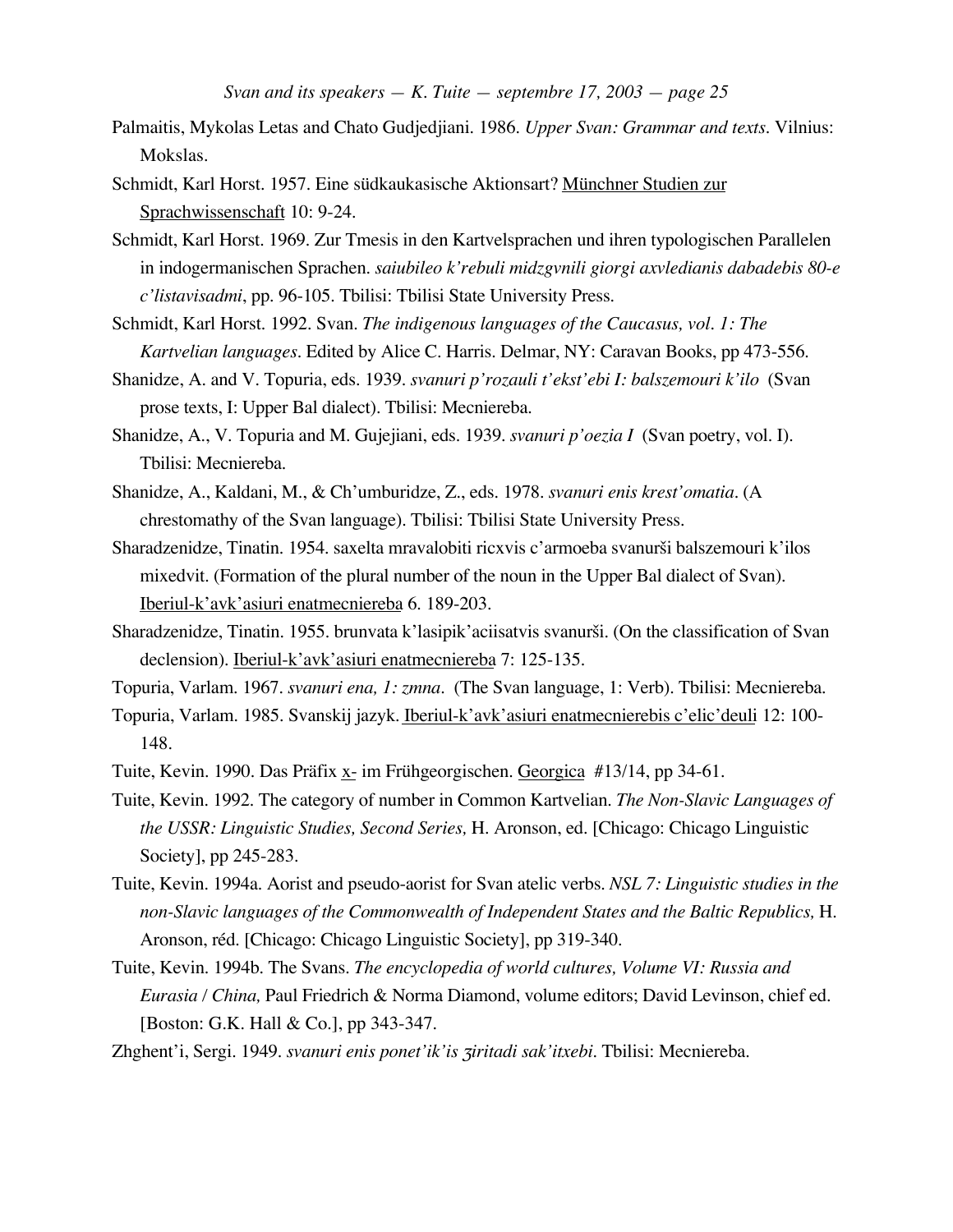Palmaitis, Mykolas Letas and Chato Gudjedjiani. 1986. *Upper Svan: Grammar and texts*. Vilnius: Mokslas.

Schmidt, Karl Horst. 1957. Eine südkaukasische Aktionsart? Münchner Studien zur Sprachwissenschaft 10: 9-24.

Schmidt, Karl Horst. 1969. Zur Tmesis in den Kartvelsprachen und ihren typologischen Parallelen in indogermanischen Sprachen. *saiubileo k'rebuli midzgvnili giorgi axvledianis dabadebis 80-e c'listavisadmi*, pp. 96-105. Tbilisi: Tbilisi State University Press.

Schmidt, Karl Horst. 1992. Svan. *The indigenous languages of the Caucasus, vol. 1: The Kartvelian languages*. Edited by Alice C. Harris. Delmar, NY: Caravan Books, pp 473-556.

Shanidze, A. and V. Topuria, eds. 1939. *svanuri p'rozauli t'ekst'ebi I: balszemouri k'ilo* (Svan prose texts, I: Upper Bal dialect). Tbilisi: Mecniereba.

Shanidze, A., V. Topuria and M. Gujejiani, eds. 1939. *svanuri p'oezia I* (Svan poetry, vol. I). Tbilisi: Mecniereba.

Shanidze, A., Kaldani, M., & Ch'umburidze, Z., eds. 1978. *svanuri enis krest'omatia*. (A chrestomathy of the Svan language). Tbilisi: Tbilisi State University Press.

Sharadzenidze, Tinatin. 1954. saxelta mravalobiti ricxvis c'armoeba svanurši balszemouri k'ilos mixedvit. (Formation of the plural number of the noun in the Upper Bal dialect of Svan). Iberiul-k'avk'asiuri enatmecniereba 6. 189-203.

Sharadzenidze, Tinatin. 1955. brunvata k'lasipik'aciisatvis svanurši. (On the classification of Svan declension). Iberiul-k'avk'asiuri enatmecniereba 7: 125-135.

Topuria, Varlam. 1967. *svanuri ena, 1: zmna*. (The Svan language, 1: Verb). Tbilisi: Mecniereba.

Topuria, Varlam. 1985. Svanskij jazyk. Iberiul-k'avk'asiuri enatmecnierebis c'elic'deuli 12: 100-148.

Tuite, Kevin. 1990. Das Präfix x- im Frühgeorgischen. Georgica #13/14, pp 34-61.

Tuite, Kevin. 1992. The category of number in Common Kartvelian. *The Non-Slavic Languages of the USSR: Linguistic Studies, Second Series,* H. Aronson, ed. [Chicago: Chicago Linguistic Society], pp 245-283.

Tuite, Kevin. 1994a. Aorist and pseudo-aorist for Svan atelic verbs. *NSL 7: Linguistic studies in the non-Slavic languages of the Commonwealth of Independent States and the Baltic Republics,* H. Aronson, réd. [Chicago: Chicago Linguistic Society], pp 319-340.

Tuite, Kevin. 1994b. The Svans. *The encyclopedia of world cultures, Volume VI: Russia and Eurasia / China,* Paul Friedrich & Norma Diamond, volume editors; David Levinson, chief ed. [Boston: G.K. Hall & Co.], pp 343-347.

Zhghent'i, Sergi. 1949. *svanuri enis ponet'ik'is ʒiritadi sak'itxebi*. Tbilisi: Mecniereba.